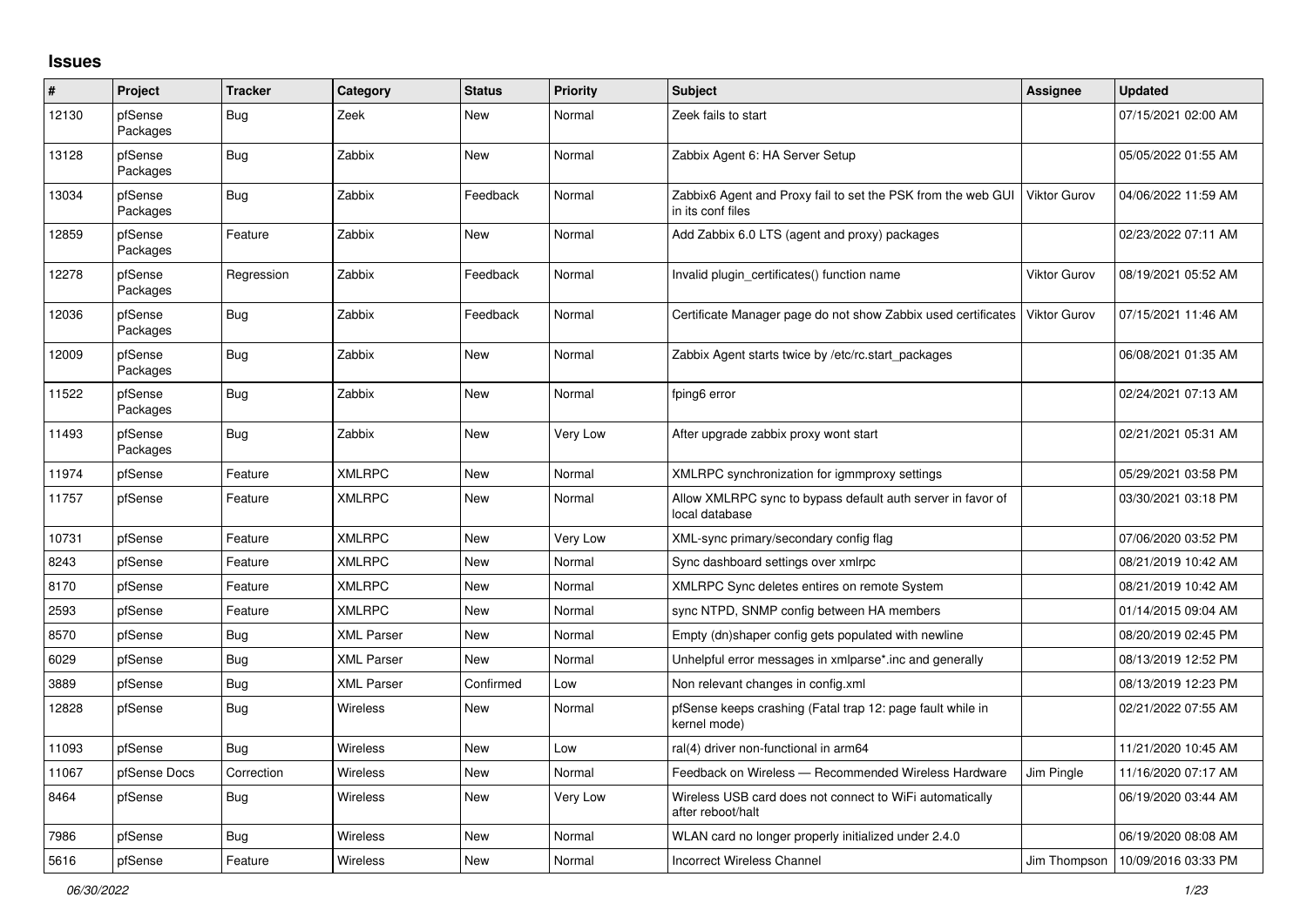## Issues

| # | Project | Tracker | Category | Status | Priority | Subject | Assignee | Updated |
|---|---|---|---|---|---|---|---|---|
| 12130 | pfSense Packages | Bug | Zeek | New | Normal | Zeek fails to start | | 07/15/2021 02:00 AM |
| 13128 | pfSense Packages | Bug | Zabbix | New | Normal | Zabbix Agent 6: HA Server Setup | | 05/05/2022 01:55 AM |
| 13034 | pfSense Packages | Bug | Zabbix | Feedback | Normal | Zabbix6 Agent and Proxy fail to set the PSK from the web GUI in its conf files | Viktor Gurov | 04/06/2022 11:59 AM |
| 12859 | pfSense Packages | Feature | Zabbix | New | Normal | Add Zabbix 6.0 LTS (agent and proxy) packages | | 02/23/2022 07:11 AM |
| 12278 | pfSense Packages | Regression | Zabbix | Feedback | Normal | Invalid plugin_certificates() function name | Viktor Gurov | 08/19/2021 05:52 AM |
| 12036 | pfSense Packages | Bug | Zabbix | Feedback | Normal | Certificate Manager page do not show Zabbix used certificates | Viktor Gurov | 07/15/2021 11:46 AM |
| 12009 | pfSense Packages | Bug | Zabbix | New | Normal | Zabbix Agent starts twice by /etc/rc.start_packages | | 06/08/2021 01:35 AM |
| 11522 | pfSense Packages | Bug | Zabbix | New | Normal | fping6 error | | 02/24/2021 07:13 AM |
| 11493 | pfSense Packages | Bug | Zabbix | New | Very Low | After upgrade zabbix proxy wont start | | 02/21/2021 05:31 AM |
| 11974 | pfSense | Feature | XMLRPC | New | Normal | XMLRPC synchronization for igmmproxy settings | | 05/29/2021 03:58 PM |
| 11757 | pfSense | Feature | XMLRPC | New | Normal | Allow XMLRPC sync to bypass default auth server in favor of local database | | 03/30/2021 03:18 PM |
| 10731 | pfSense | Feature | XMLRPC | New | Very Low | XML-sync primary/secondary config flag | | 07/06/2020 03:52 PM |
| 8243 | pfSense | Feature | XMLRPC | New | Normal | Sync dashboard settings over xmlrpc | | 08/21/2019 10:42 AM |
| 8170 | pfSense | Feature | XMLRPC | New | Normal | XMLRPC Sync deletes entires on remote System | | 08/21/2019 10:42 AM |
| 2593 | pfSense | Feature | XMLRPC | New | Normal | sync NTPD, SNMP config between HA members | | 01/14/2015 09:04 AM |
| 8570 | pfSense | Bug | XML Parser | New | Normal | Empty (dn)shaper config gets populated with newline | | 08/20/2019 02:45 PM |
| 6029 | pfSense | Bug | XML Parser | New | Normal | Unhelpful error messages in xmlparse*.inc and generally | | 08/13/2019 12:52 PM |
| 3889 | pfSense | Bug | XML Parser | Confirmed | Low | Non relevant changes in config.xml | | 08/13/2019 12:23 PM |
| 12828 | pfSense | Bug | Wireless | New | Normal | pfSense keeps crashing (Fatal trap 12: page fault while in kernel mode) | | 02/21/2022 07:55 AM |
| 11093 | pfSense | Bug | Wireless | New | Low | ral(4) driver non-functional in arm64 | | 11/21/2020 10:45 AM |
| 11067 | pfSense Docs | Correction | Wireless | New | Normal | Feedback on Wireless — Recommended Wireless Hardware | Jim Pingle | 11/16/2020 07:17 AM |
| 8464 | pfSense | Bug | Wireless | New | Very Low | Wireless USB card does not connect to WiFi automatically after reboot/halt | | 06/19/2020 03:44 AM |
| 7986 | pfSense | Bug | Wireless | New | Normal | WLAN card no longer properly initialized under 2.4.0 | | 06/19/2020 08:08 AM |
| 5616 | pfSense | Feature | Wireless | New | Normal | Incorrect Wireless Channel | Jim Thompson | 10/09/2016 03:33 PM |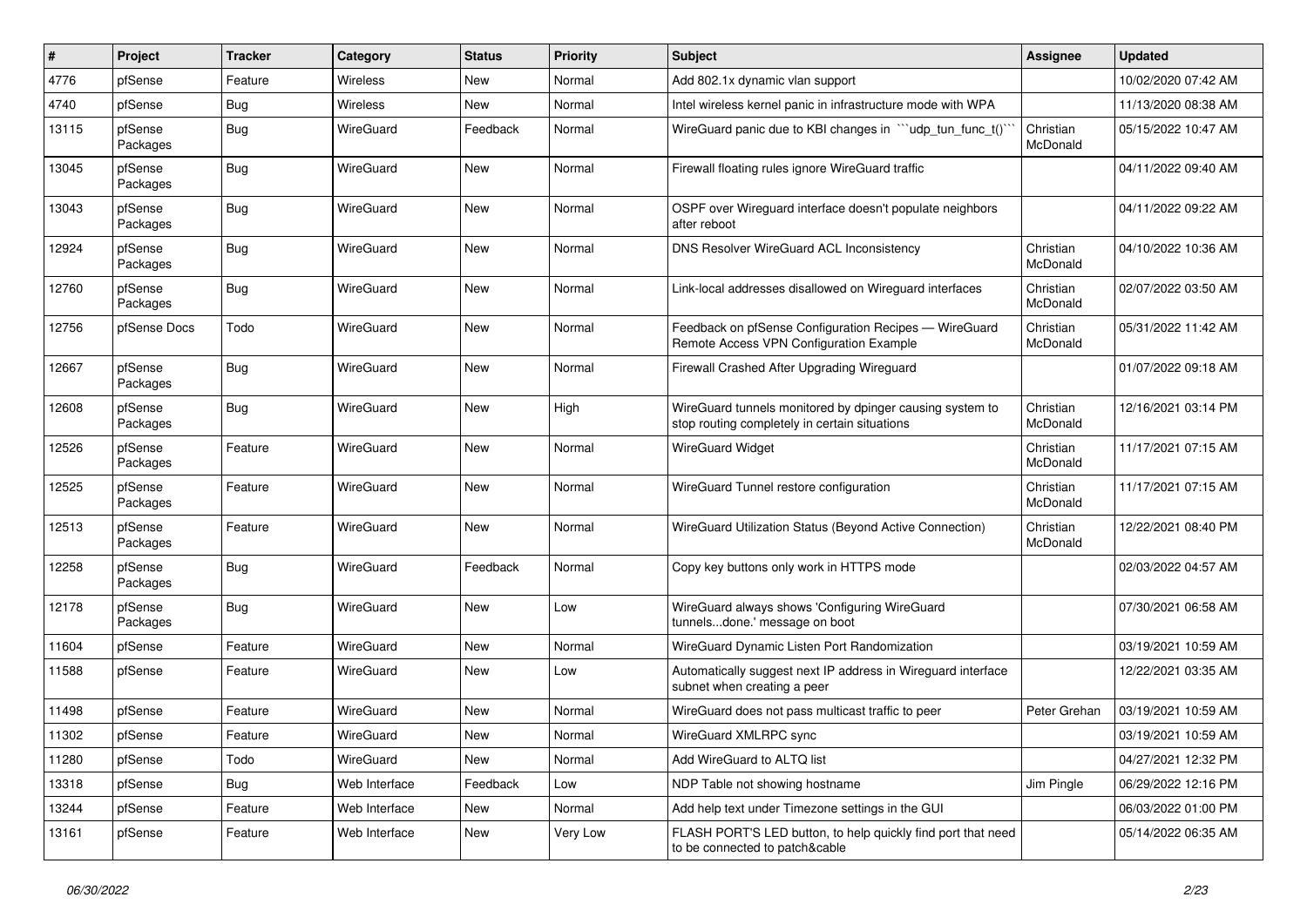| # | Project | Tracker | Category | Status | Priority | Subject | Assignee | Updated |
|---|---|---|---|---|---|---|---|---|
| 4776 | pfSense | Feature | Wireless | New | Normal | Add 802.1x dynamic vlan support | | 10/02/2020 07:42 AM |
| 4740 | pfSense | Bug | Wireless | New | Normal | Intel wireless kernel panic in infrastructure mode with WPA | | 11/13/2020 08:38 AM |
| 13115 | pfSense Packages | Bug | WireGuard | Feedback | Normal | WireGuard panic due to KBI changes in ```udp_tun_func_t()``` | Christian McDonald | 05/15/2022 10:47 AM |
| 13045 | pfSense Packages | Bug | WireGuard | New | Normal | Firewall floating rules ignore WireGuard traffic | | 04/11/2022 09:40 AM |
| 13043 | pfSense Packages | Bug | WireGuard | New | Normal | OSPF over Wireguard interface doesn't populate neighbors after reboot | | 04/11/2022 09:22 AM |
| 12924 | pfSense Packages | Bug | WireGuard | New | Normal | DNS Resolver WireGuard ACL Inconsistency | Christian McDonald | 04/10/2022 10:36 AM |
| 12760 | pfSense Packages | Bug | WireGuard | New | Normal | Link-local addresses disallowed on Wireguard interfaces | Christian McDonald | 02/07/2022 03:50 AM |
| 12756 | pfSense Docs | Todo | WireGuard | New | Normal | Feedback on pfSense Configuration Recipes — WireGuard Remote Access VPN Configuration Example | Christian McDonald | 05/31/2022 11:42 AM |
| 12667 | pfSense Packages | Bug | WireGuard | New | Normal | Firewall Crashed After Upgrading Wireguard | | 01/07/2022 09:18 AM |
| 12608 | pfSense Packages | Bug | WireGuard | New | High | WireGuard tunnels monitored by dpinger causing system to stop routing completely in certain situations | Christian McDonald | 12/16/2021 03:14 PM |
| 12526 | pfSense Packages | Feature | WireGuard | New | Normal | WireGuard Widget | Christian McDonald | 11/17/2021 07:15 AM |
| 12525 | pfSense Packages | Feature | WireGuard | New | Normal | WireGuard Tunnel restore configuration | Christian McDonald | 11/17/2021 07:15 AM |
| 12513 | pfSense Packages | Feature | WireGuard | New | Normal | WireGuard Utilization Status (Beyond Active Connection) | Christian McDonald | 12/22/2021 08:40 PM |
| 12258 | pfSense Packages | Bug | WireGuard | Feedback | Normal | Copy key buttons only work in HTTPS mode | | 02/03/2022 04:57 AM |
| 12178 | pfSense Packages | Bug | WireGuard | New | Low | WireGuard always shows 'Configuring WireGuard tunnels...done.' message on boot | | 07/30/2021 06:58 AM |
| 11604 | pfSense | Feature | WireGuard | New | Normal | WireGuard Dynamic Listen Port Randomization | | 03/19/2021 10:59 AM |
| 11588 | pfSense | Feature | WireGuard | New | Low | Automatically suggest next IP address in Wireguard interface subnet when creating a peer | | 12/22/2021 03:35 AM |
| 11498 | pfSense | Feature | WireGuard | New | Normal | WireGuard does not pass multicast traffic to peer | Peter Grehan | 03/19/2021 10:59 AM |
| 11302 | pfSense | Feature | WireGuard | New | Normal | WireGuard XMLRPC sync | | 03/19/2021 10:59 AM |
| 11280 | pfSense | Todo | WireGuard | New | Normal | Add WireGuard to ALTQ list | | 04/27/2021 12:32 PM |
| 13318 | pfSense | Bug | Web Interface | Feedback | Low | NDP Table not showing hostname | Jim Pingle | 06/29/2022 12:16 PM |
| 13244 | pfSense | Feature | Web Interface | New | Normal | Add help text under Timezone settings in the GUI | | 06/03/2022 01:00 PM |
| 13161 | pfSense | Feature | Web Interface | New | Very Low | FLASH PORT'S LED button, to help quickly find port that need to be connected to patch&cable | | 05/14/2022 06:35 AM |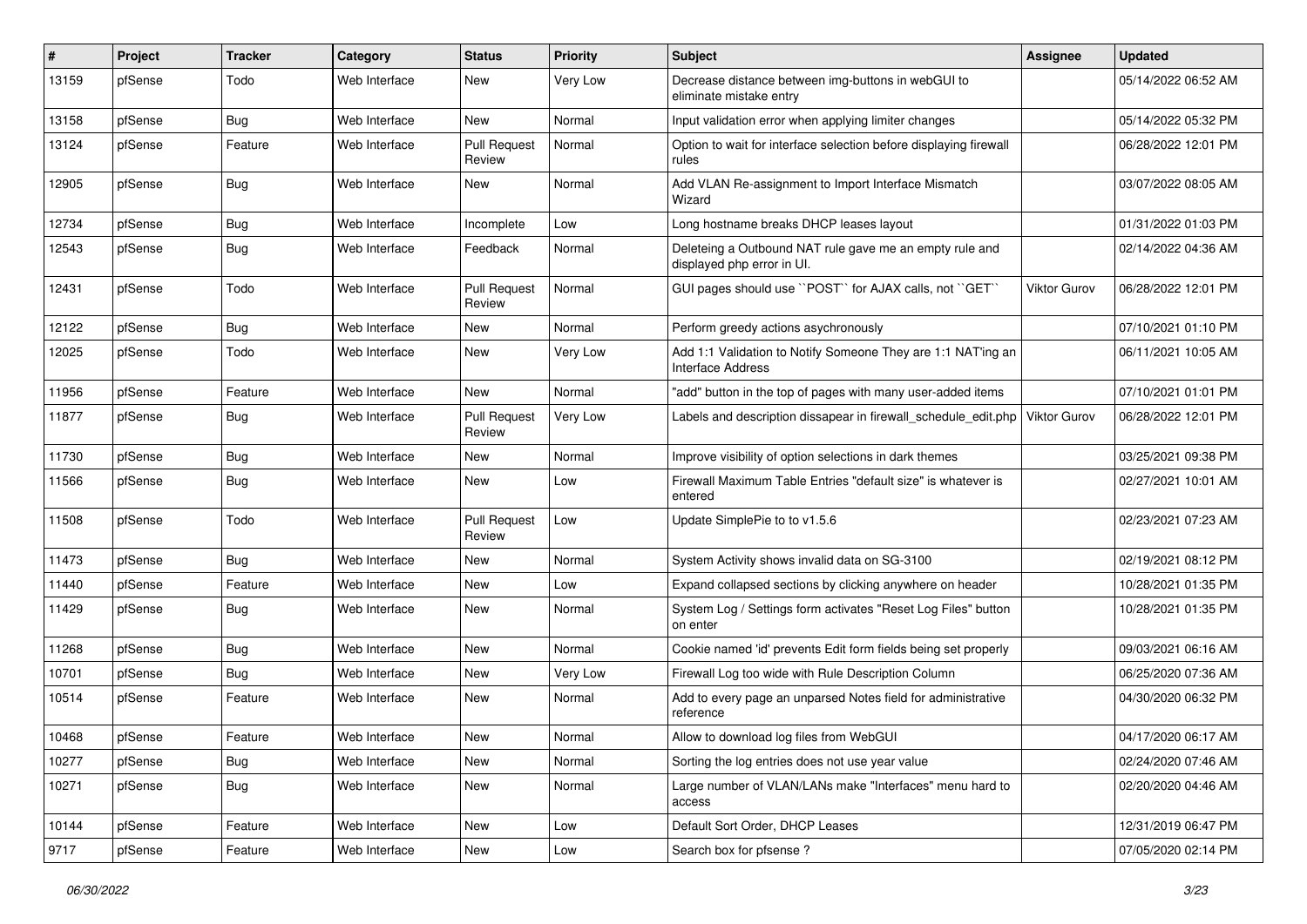| # | Project | Tracker | Category | Status | Priority | Subject | Assignee | Updated |
|---|---|---|---|---|---|---|---|---|
| 13159 | pfSense | Todo | Web Interface | New | Very Low | Decrease distance between img-buttons in webGUI to eliminate mistake entry | | 05/14/2022 06:52 AM |
| 13158 | pfSense | Bug | Web Interface | New | Normal | Input validation error when applying limiter changes | | 05/14/2022 05:32 PM |
| 13124 | pfSense | Feature | Web Interface | Pull Request Review | Normal | Option to wait for interface selection before displaying firewall rules | | 06/28/2022 12:01 PM |
| 12905 | pfSense | Bug | Web Interface | New | Normal | Add VLAN Re-assignment to Import Interface Mismatch Wizard | | 03/07/2022 08:05 AM |
| 12734 | pfSense | Bug | Web Interface | Incomplete | Low | Long hostname breaks DHCP leases layout | | 01/31/2022 01:03 PM |
| 12543 | pfSense | Bug | Web Interface | Feedback | Normal | Deleteing a Outbound NAT rule gave me an empty rule and displayed php error in UI. | | 02/14/2022 04:36 AM |
| 12431 | pfSense | Todo | Web Interface | Pull Request Review | Normal | GUI pages should use ``POST`` for AJAX calls, not ``GET`` | Viktor Gurov | 06/28/2022 12:01 PM |
| 12122 | pfSense | Bug | Web Interface | New | Normal | Perform greedy actions asychronously | | 07/10/2021 01:10 PM |
| 12025 | pfSense | Todo | Web Interface | New | Very Low | Add 1:1 Validation to Notify Someone They are 1:1 NAT'ing an Interface Address | | 06/11/2021 10:05 AM |
| 11956 | pfSense | Feature | Web Interface | New | Normal | "add" button in the top of pages with many user-added items | | 07/10/2021 01:01 PM |
| 11877 | pfSense | Bug | Web Interface | Pull Request Review | Very Low | Labels and description dissapear in firewall_schedule_edit.php | Viktor Gurov | 06/28/2022 12:01 PM |
| 11730 | pfSense | Bug | Web Interface | New | Normal | Improve visibility of option selections in dark themes | | 03/25/2021 09:38 PM |
| 11566 | pfSense | Bug | Web Interface | New | Low | Firewall Maximum Table Entries "default size" is whatever is entered | | 02/27/2021 10:01 AM |
| 11508 | pfSense | Todo | Web Interface | Pull Request Review | Low | Update SimplePie to to v1.5.6 | | 02/23/2021 07:23 AM |
| 11473 | pfSense | Bug | Web Interface | New | Normal | System Activity shows invalid data on SG-3100 | | 02/19/2021 08:12 PM |
| 11440 | pfSense | Feature | Web Interface | New | Low | Expand collapsed sections by clicking anywhere on header | | 10/28/2021 01:35 PM |
| 11429 | pfSense | Bug | Web Interface | New | Normal | System Log / Settings form activates "Reset Log Files" button on enter | | 10/28/2021 01:35 PM |
| 11268 | pfSense | Bug | Web Interface | New | Normal | Cookie named 'id' prevents Edit form fields being set properly | | 09/03/2021 06:16 AM |
| 10701 | pfSense | Bug | Web Interface | New | Very Low | Firewall Log too wide with Rule Description Column | | 06/25/2020 07:36 AM |
| 10514 | pfSense | Feature | Web Interface | New | Normal | Add to every page an unparsed Notes field for administrative reference | | 04/30/2020 06:32 PM |
| 10468 | pfSense | Feature | Web Interface | New | Normal | Allow to download log files from WebGUI | | 04/17/2020 06:17 AM |
| 10277 | pfSense | Bug | Web Interface | New | Normal | Sorting the log entries does not use year value | | 02/24/2020 07:46 AM |
| 10271 | pfSense | Bug | Web Interface | New | Normal | Large number of VLAN/LANs make "Interfaces" menu hard to access | | 02/20/2020 04:46 AM |
| 10144 | pfSense | Feature | Web Interface | New | Low | Default Sort Order, DHCP Leases | | 12/31/2019 06:47 PM |
| 9717 | pfSense | Feature | Web Interface | New | Low | Search box for pfsense ? | | 07/05/2020 02:14 PM |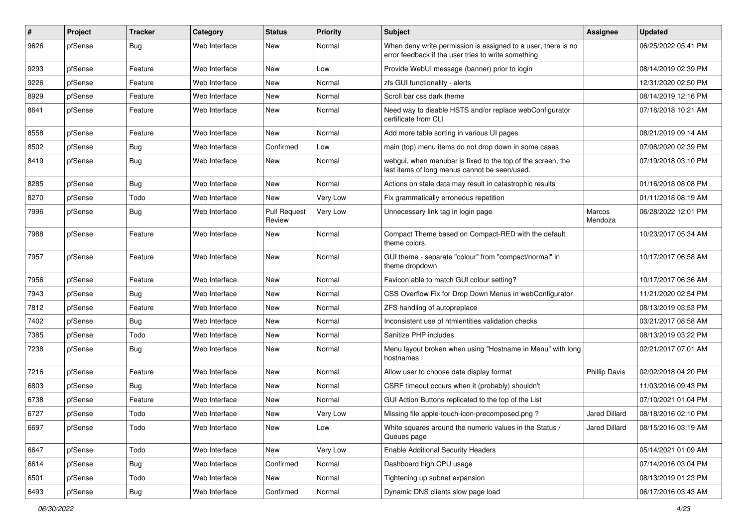| # | Project | Tracker | Category | Status | Priority | Subject | Assignee | Updated |
|---|---|---|---|---|---|---|---|---|
| 9626 | pfSense | Bug | Web Interface | New | Normal | When deny write permission is assigned to a user, there is no error feedback if the user tries to write something | | 06/25/2022 05:41 PM |
| 9293 | pfSense | Feature | Web Interface | New | Low | Provide WebUI message (banner) prior to login | | 08/14/2019 02:39 PM |
| 9226 | pfSense | Feature | Web Interface | New | Normal | zfs GUI functionality - alerts | | 12/31/2020 02:50 PM |
| 8929 | pfSense | Feature | Web Interface | New | Normal | Scroll bar css dark theme | | 08/14/2019 12:16 PM |
| 8641 | pfSense | Feature | Web Interface | New | Normal | Need way to disable HSTS and/or replace webConfigurator certificate from CLI | | 07/16/2018 10:21 AM |
| 8558 | pfSense | Feature | Web Interface | New | Normal | Add more table sorting in various UI pages | | 08/21/2019 09:14 AM |
| 8502 | pfSense | Bug | Web Interface | Confirmed | Low | main (top) menu items do not drop down in some cases | | 07/06/2020 02:39 PM |
| 8419 | pfSense | Bug | Web Interface | New | Normal | webgui, when menubar is fixed to the top of the screen, the last items of long menus cannot be seen/used. | | 07/19/2018 03:10 PM |
| 8285 | pfSense | Bug | Web Interface | New | Normal | Actions on stale data may result in catastrophic results | | 01/16/2018 08:08 PM |
| 8270 | pfSense | Todo | Web Interface | New | Very Low | Fix grammatically erroneous repetition | | 01/11/2018 08:19 AM |
| 7996 | pfSense | Bug | Web Interface | Pull Request Review | Very Low | Unnecessary link tag in login page | Marcos Mendoza | 06/28/2022 12:01 PM |
| 7988 | pfSense | Feature | Web Interface | New | Normal | Compact Theme based on Compact-RED with the default theme colors. | | 10/23/2017 05:34 AM |
| 7957 | pfSense | Feature | Web Interface | New | Normal | GUI theme - separate "colour" from "compact/normal" in theme dropdown | | 10/17/2017 06:58 AM |
| 7956 | pfSense | Feature | Web Interface | New | Normal | Favicon able to match GUI colour setting? | | 10/17/2017 06:36 AM |
| 7943 | pfSense | Bug | Web Interface | New | Normal | CSS Overflow Fix for Drop Down Menus in webConfigurator | | 11/21/2020 02:54 PM |
| 7812 | pfSense | Feature | Web Interface | New | Normal | ZFS handling of autopreplace | | 08/13/2019 03:53 PM |
| 7402 | pfSense | Bug | Web Interface | New | Normal | Inconsistent use of htmlentities validation checks | | 03/21/2017 08:58 AM |
| 7385 | pfSense | Todo | Web Interface | New | Normal | Sanitize PHP includes | | 08/13/2019 03:22 PM |
| 7238 | pfSense | Bug | Web Interface | New | Normal | Menu layout broken when using "Hostname in Menu" with long hostnames | | 02/21/2017 07:01 AM |
| 7216 | pfSense | Feature | Web Interface | New | Normal | Allow user to choose date display format | Phillip Davis | 02/02/2018 04:20 PM |
| 6803 | pfSense | Bug | Web Interface | New | Normal | CSRF timeout occurs when it (probably) shouldn't | | 11/03/2016 09:43 PM |
| 6738 | pfSense | Feature | Web Interface | New | Normal | GUI Action Buttons replicated to the top of the List | | 07/10/2021 01:04 PM |
| 6727 | pfSense | Todo | Web Interface | New | Very Low | Missing file apple-touch-icon-precomposed.png ? | Jared Dillard | 08/18/2016 02:10 PM |
| 6697 | pfSense | Todo | Web Interface | New | Low | White squares around the numeric values in the Status / Queues page | Jared Dillard | 08/15/2016 03:19 AM |
| 6647 | pfSense | Todo | Web Interface | New | Very Low | Enable Additional Security Headers | | 05/14/2021 01:09 AM |
| 6614 | pfSense | Bug | Web Interface | Confirmed | Normal | Dashboard high CPU usage | | 07/14/2016 03:04 PM |
| 6501 | pfSense | Todo | Web Interface | New | Normal | Tightening up subnet expansion | | 08/13/2019 01:23 PM |
| 6493 | pfSense | Bug | Web Interface | Confirmed | Normal | Dynamic DNS clients slow page load | | 06/17/2016 03:43 AM |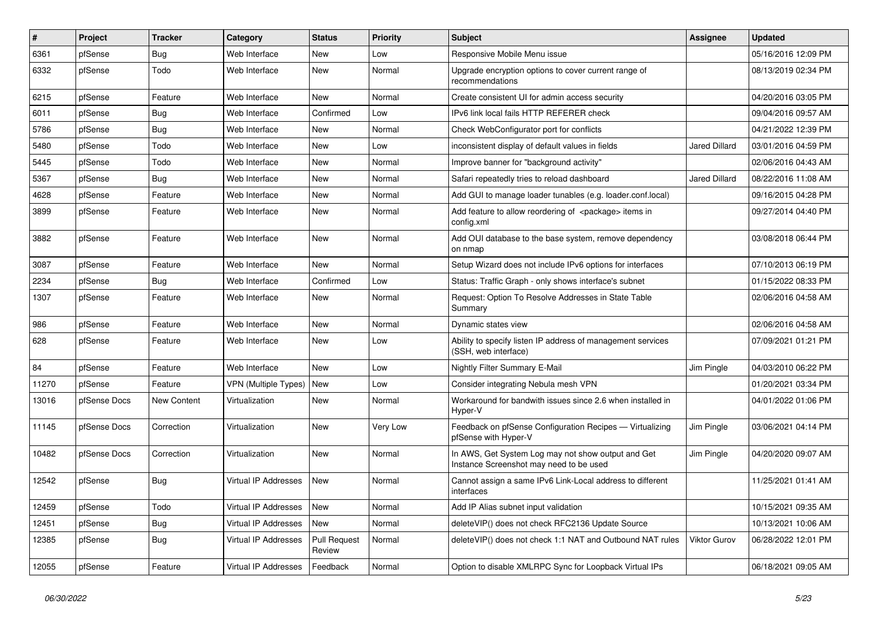| # | Project | Tracker | Category | Status | Priority | Subject | Assignee | Updated |
|---|---|---|---|---|---|---|---|---|
| 6361 | pfSense | Bug | Web Interface | New | Low | Responsive Mobile Menu issue | | 05/16/2016 12:09 PM |
| 6332 | pfSense | Todo | Web Interface | New | Normal | Upgrade encryption options to cover current range of recommendations | | 08/13/2019 02:34 PM |
| 6215 | pfSense | Feature | Web Interface | New | Normal | Create consistent UI for admin access security | | 04/20/2016 03:05 PM |
| 6011 | pfSense | Bug | Web Interface | Confirmed | Low | IPv6 link local fails HTTP REFERER check | | 09/04/2016 09:57 AM |
| 5786 | pfSense | Bug | Web Interface | New | Normal | Check WebConfigurator port for conflicts | | 04/21/2022 12:39 PM |
| 5480 | pfSense | Todo | Web Interface | New | Low | inconsistent display of default values in fields | Jared Dillard | 03/01/2016 04:59 PM |
| 5445 | pfSense | Todo | Web Interface | New | Normal | Improve banner for "background activity" | | 02/06/2016 04:43 AM |
| 5367 | pfSense | Bug | Web Interface | New | Normal | Safari repeatedly tries to reload dashboard | Jared Dillard | 08/22/2016 11:08 AM |
| 4628 | pfSense | Feature | Web Interface | New | Normal | Add GUI to manage loader tunables (e.g. loader.conf.local) | | 09/16/2015 04:28 PM |
| 3899 | pfSense | Feature | Web Interface | New | Normal | Add feature to allow reordering of <package> items in config.xml | | 09/27/2014 04:40 PM |
| 3882 | pfSense | Feature | Web Interface | New | Normal | Add OUI database to the base system, remove dependency on nmap | | 03/08/2018 06:44 PM |
| 3087 | pfSense | Feature | Web Interface | New | Normal | Setup Wizard does not include IPv6 options for interfaces | | 07/10/2013 06:19 PM |
| 2234 | pfSense | Bug | Web Interface | Confirmed | Low | Status: Traffic Graph - only shows interface's subnet | | 01/15/2022 08:33 PM |
| 1307 | pfSense | Feature | Web Interface | New | Normal | Request: Option To Resolve Addresses in State Table Summary | | 02/06/2016 04:58 AM |
| 986 | pfSense | Feature | Web Interface | New | Normal | Dynamic states view | | 02/06/2016 04:58 AM |
| 628 | pfSense | Feature | Web Interface | New | Low | Ability to specify listen IP address of management services (SSH, web interface) | | 07/09/2021 01:21 PM |
| 84 | pfSense | Feature | Web Interface | New | Low | Nightly Filter Summary E-Mail | Jim Pingle | 04/03/2010 06:22 PM |
| 11270 | pfSense | Feature | VPN (Multiple Types) | New | Low | Consider integrating Nebula mesh VPN | | 01/20/2021 03:34 PM |
| 13016 | pfSense Docs | New Content | Virtualization | New | Normal | Workaround for bandwith issues since 2.6 when installed in Hyper-V | | 04/01/2022 01:06 PM |
| 11145 | pfSense Docs | Correction | Virtualization | New | Very Low | Feedback on pfSense Configuration Recipes — Virtualizing pfSense with Hyper-V | Jim Pingle | 03/06/2021 04:14 PM |
| 10482 | pfSense Docs | Correction | Virtualization | New | Normal | In AWS, Get System Log may not show output and Get Instance Screenshot may need to be used | Jim Pingle | 04/20/2020 09:07 AM |
| 12542 | pfSense | Bug | Virtual IP Addresses | New | Normal | Cannot assign a same IPv6 Link-Local address to different interfaces | | 11/25/2021 01:41 AM |
| 12459 | pfSense | Todo | Virtual IP Addresses | New | Normal | Add IP Alias subnet input validation | | 10/15/2021 09:35 AM |
| 12451 | pfSense | Bug | Virtual IP Addresses | New | Normal | deleteVIP() does not check RFC2136 Update Source | | 10/13/2021 10:06 AM |
| 12385 | pfSense | Bug | Virtual IP Addresses | Pull Request Review | Normal | deleteVIP() does not check 1:1 NAT and Outbound NAT rules | Viktor Gurov | 06/28/2022 12:01 PM |
| 12055 | pfSense | Feature | Virtual IP Addresses | Feedback | Normal | Option to disable XMLRPC Sync for Loopback Virtual IPs | | 06/18/2021 09:05 AM |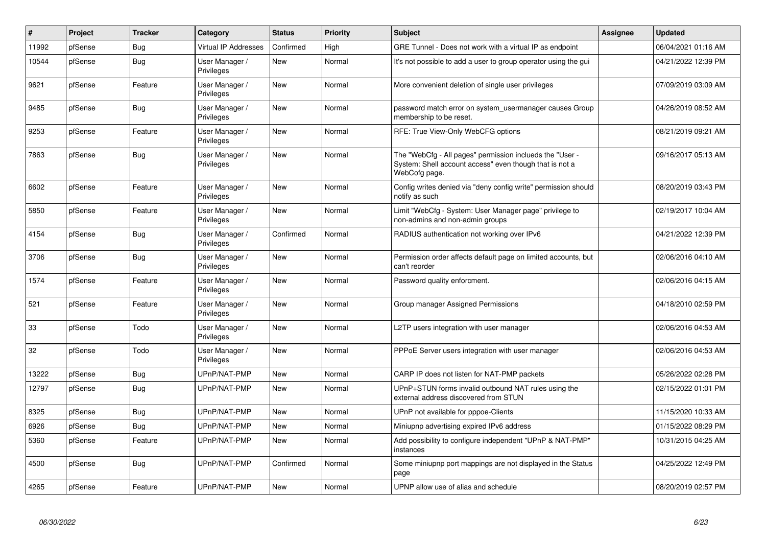| # | Project | Tracker | Category | Status | Priority | Subject | Assignee | Updated |
|---|---|---|---|---|---|---|---|---|
| 11992 | pfSense | Bug | Virtual IP Addresses | Confirmed | High | GRE Tunnel - Does not work with a virtual IP as endpoint | | 06/04/2021 01:16 AM |
| 10544 | pfSense | Bug | User Manager / Privileges | New | Normal | It's not possible to add a user to group operator using the gui | | 04/21/2022 12:39 PM |
| 9621 | pfSense | Feature | User Manager / Privileges | New | Normal | More convenient deletion of single user privileges | | 07/09/2019 03:09 AM |
| 9485 | pfSense | Bug | User Manager / Privileges | New | Normal | password match error on system_usermanager causes Group membership to be reset. | | 04/26/2019 08:52 AM |
| 9253 | pfSense | Feature | User Manager / Privileges | New | Normal | RFE: True View-Only WebCFG options | | 08/21/2019 09:21 AM |
| 7863 | pfSense | Bug | User Manager / Privileges | New | Normal | The "WebCfg - All pages" permission inclueds the "User - System: Shell account access" even though that is not a WebCofg page. | | 09/16/2017 05:13 AM |
| 6602 | pfSense | Feature | User Manager / Privileges | New | Normal | Config writes denied via "deny config write" permission should notify as such | | 08/20/2019 03:43 PM |
| 5850 | pfSense | Feature | User Manager / Privileges | New | Normal | Limit "WebCfg - System: User Manager page" privilege to non-admins and non-admin groups | | 02/19/2017 10:04 AM |
| 4154 | pfSense | Bug | User Manager / Privileges | Confirmed | Normal | RADIUS authentication not working over IPv6 | | 04/21/2022 12:39 PM |
| 3706 | pfSense | Bug | User Manager / Privileges | New | Normal | Permission order affects default page on limited accounts, but can't reorder | | 02/06/2016 04:10 AM |
| 1574 | pfSense | Feature | User Manager / Privileges | New | Normal | Password quality enforcment. | | 02/06/2016 04:15 AM |
| 521 | pfSense | Feature | User Manager / Privileges | New | Normal | Group manager Assigned Permissions | | 04/18/2010 02:59 PM |
| 33 | pfSense | Todo | User Manager / Privileges | New | Normal | L2TP users integration with user manager | | 02/06/2016 04:53 AM |
| 32 | pfSense | Todo | User Manager / Privileges | New | Normal | PPPoE Server users integration with user manager | | 02/06/2016 04:53 AM |
| 13222 | pfSense | Bug | UPnP/NAT-PMP | New | Normal | CARP IP does not listen for NAT-PMP packets | | 05/26/2022 02:28 PM |
| 12797 | pfSense | Bug | UPnP/NAT-PMP | New | Normal | UPnP+STUN forms invalid outbound NAT rules using the external address discovered from STUN | | 02/15/2022 01:01 PM |
| 8325 | pfSense | Bug | UPnP/NAT-PMP | New | Normal | UPnP not available for pppoe-Clients | | 11/15/2020 10:33 AM |
| 6926 | pfSense | Bug | UPnP/NAT-PMP | New | Normal | Miniupnp advertising expired IPv6 address | | 01/15/2022 08:29 PM |
| 5360 | pfSense | Feature | UPnP/NAT-PMP | New | Normal | Add possibility to configure independent "UPnP & NAT-PMP" instances | | 10/31/2015 04:25 AM |
| 4500 | pfSense | Bug | UPnP/NAT-PMP | Confirmed | Normal | Some miniupnp port mappings are not displayed in the Status page | | 04/25/2022 12:49 PM |
| 4265 | pfSense | Feature | UPnP/NAT-PMP | New | Normal | UPNP allow use of alias and schedule | | 08/20/2019 02:57 PM |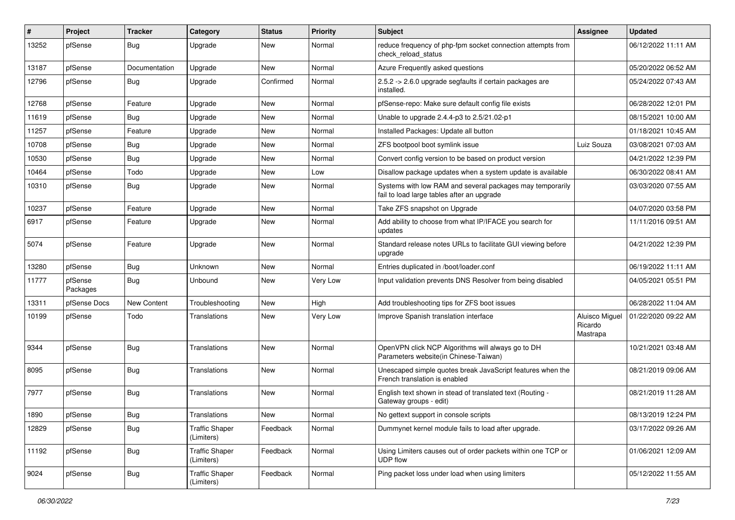| # | Project | Tracker | Category | Status | Priority | Subject | Assignee | Updated |
|---|---|---|---|---|---|---|---|---|
| 13252 | pfSense | Bug | Upgrade | New | Normal | reduce frequency of php-fpm socket connection attempts from check_reload_status | | 06/12/2022 11:11 AM |
| 13187 | pfSense | Documentation | Upgrade | New | Normal | Azure Frequently asked questions | | 05/20/2022 06:52 AM |
| 12796 | pfSense | Bug | Upgrade | Confirmed | Normal | 2.5.2 -> 2.6.0 upgrade segfaults if certain packages are installed. | | 05/24/2022 07:43 AM |
| 12768 | pfSense | Feature | Upgrade | New | Normal | pfSense-repo: Make sure default config file exists | | 06/28/2022 12:01 PM |
| 11619 | pfSense | Bug | Upgrade | New | Normal | Unable to upgrade 2.4.4-p3 to 2.5/21.02-p1 | | 08/15/2021 10:00 AM |
| 11257 | pfSense | Feature | Upgrade | New | Normal | Installed Packages: Update all button | | 01/18/2021 10:45 AM |
| 10708 | pfSense | Bug | Upgrade | New | Normal | ZFS bootpool boot symlink issue | Luiz Souza | 03/08/2021 07:03 AM |
| 10530 | pfSense | Bug | Upgrade | New | Normal | Convert config version to be based on product version | | 04/21/2022 12:39 PM |
| 10464 | pfSense | Todo | Upgrade | New | Low | Disallow package updates when a system update is available | | 06/30/2022 08:41 AM |
| 10310 | pfSense | Bug | Upgrade | New | Normal | Systems with low RAM and several packages may temporarily fail to load large tables after an upgrade | | 03/03/2020 07:55 AM |
| 10237 | pfSense | Feature | Upgrade | New | Normal | Take ZFS snapshot on Upgrade | | 04/07/2020 03:58 PM |
| 6917 | pfSense | Feature | Upgrade | New | Normal | Add ability to choose from what IP/IFACE you search for updates | | 11/11/2016 09:51 AM |
| 5074 | pfSense | Feature | Upgrade | New | Normal | Standard release notes URLs to facilitate GUI viewing before upgrade | | 04/21/2022 12:39 PM |
| 13280 | pfSense | Bug | Unknown | New | Normal | Entries duplicated in /boot/loader.conf | | 06/19/2022 11:11 AM |
| 11777 | pfSense Packages | Bug | Unbound | New | Very Low | Input validation prevents DNS Resolver from being disabled | | 04/05/2021 05:51 PM |
| 13311 | pfSense Docs | New Content | Troubleshooting | New | High | Add troubleshooting tips for ZFS boot issues | | 06/28/2022 11:04 AM |
| 10199 | pfSense | Todo | Translations | New | Very Low | Improve Spanish translation interface | Aluisco Miguel Ricardo Mastrapa | 01/22/2020 09:22 AM |
| 9344 | pfSense | Bug | Translations | New | Normal | OpenVPN click NCP Algorithms will always go to DH Parameters website(in Chinese-Taiwan) | | 10/21/2021 03:48 AM |
| 8095 | pfSense | Bug | Translations | New | Normal | Unescaped simple quotes break JavaScript features when the French translation is enabled | | 08/21/2019 09:06 AM |
| 7977 | pfSense | Bug | Translations | New | Normal | English text shown in stead of translated text (Routing - Gateway groups - edit) | | 08/21/2019 11:28 AM |
| 1890 | pfSense | Bug | Translations | New | Normal | No gettext support in console scripts | | 08/13/2019 12:24 PM |
| 12829 | pfSense | Bug | Traffic Shaper (Limiters) | Feedback | Normal | Dummynet kernel module fails to load after upgrade. | | 03/17/2022 09:26 AM |
| 11192 | pfSense | Bug | Traffic Shaper (Limiters) | Feedback | Normal | Using Limiters causes out of order packets within one TCP or UDP flow | | 01/06/2021 12:09 AM |
| 9024 | pfSense | Bug | Traffic Shaper (Limiters) | Feedback | Normal | Ping packet loss under load when using limiters | | 05/12/2022 11:55 AM |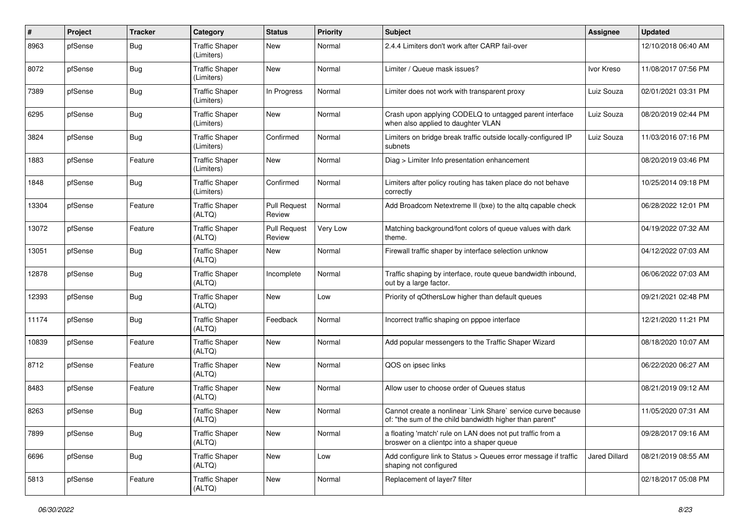| # | Project | Tracker | Category | Status | Priority | Subject | Assignee | Updated |
|---|---|---|---|---|---|---|---|---|
| 8963 | pfSense | Bug | Traffic Shaper (Limiters) | New | Normal | 2.4.4 Limiters don't work after CARP fail-over | | 12/10/2018 06:40 AM |
| 8072 | pfSense | Bug | Traffic Shaper (Limiters) | New | Normal | Limiter / Queue mask issues? | Ivor Kreso | 11/08/2017 07:56 PM |
| 7389 | pfSense | Bug | Traffic Shaper (Limiters) | In Progress | Normal | Limiter does not work with transparent proxy | Luiz Souza | 02/01/2021 03:31 PM |
| 6295 | pfSense | Bug | Traffic Shaper (Limiters) | New | Normal | Crash upon applying CODELQ to untagged parent interface when also applied to daughter VLAN | Luiz Souza | 08/20/2019 02:44 PM |
| 3824 | pfSense | Bug | Traffic Shaper (Limiters) | Confirmed | Normal | Limiters on bridge break traffic outside locally-configured IP subnets | Luiz Souza | 11/03/2016 07:16 PM |
| 1883 | pfSense | Feature | Traffic Shaper (Limiters) | New | Normal | Diag > Limiter Info presentation enhancement | | 08/20/2019 03:46 PM |
| 1848 | pfSense | Bug | Traffic Shaper (Limiters) | Confirmed | Normal | Limiters after policy routing has taken place do not behave correctly | | 10/25/2014 09:18 PM |
| 13304 | pfSense | Feature | Traffic Shaper (ALTQ) | Pull Request Review | Normal | Add Broadcom Netextreme II (bxe) to the altq capable check | | 06/28/2022 12:01 PM |
| 13072 | pfSense | Feature | Traffic Shaper (ALTQ) | Pull Request Review | Very Low | Matching background/font colors of queue values with dark theme. | | 04/19/2022 07:32 AM |
| 13051 | pfSense | Bug | Traffic Shaper (ALTQ) | New | Normal | Firewall traffic shaper by interface selection unknow | | 04/12/2022 07:03 AM |
| 12878 | pfSense | Bug | Traffic Shaper (ALTQ) | Incomplete | Normal | Traffic shaping by interface, route queue bandwidth inbound, out by a large factor. | | 06/06/2022 07:03 AM |
| 12393 | pfSense | Bug | Traffic Shaper (ALTQ) | New | Low | Priority of qOthersLow higher than default queues | | 09/21/2021 02:48 PM |
| 11174 | pfSense | Bug | Traffic Shaper (ALTQ) | Feedback | Normal | Incorrect traffic shaping on pppoe interface | | 12/21/2020 11:21 PM |
| 10839 | pfSense | Feature | Traffic Shaper (ALTQ) | New | Normal | Add popular messengers to the Traffic Shaper Wizard | | 08/18/2020 10:07 AM |
| 8712 | pfSense | Feature | Traffic Shaper (ALTQ) | New | Normal | QOS on ipsec links | | 06/22/2020 06:27 AM |
| 8483 | pfSense | Feature | Traffic Shaper (ALTQ) | New | Normal | Allow user to choose order of Queues status | | 08/21/2019 09:12 AM |
| 8263 | pfSense | Bug | Traffic Shaper (ALTQ) | New | Normal | Cannot create a nonlinear `Link Share` service curve because of: "the sum of the child bandwidth higher than parent" | | 11/05/2020 07:31 AM |
| 7899 | pfSense | Bug | Traffic Shaper (ALTQ) | New | Normal | a floating 'match' rule on LAN does not put traffic from a broswer on a clientpc into a shaper queue | | 09/28/2017 09:16 AM |
| 6696 | pfSense | Bug | Traffic Shaper (ALTQ) | New | Low | Add configure link to Status > Queues error message if traffic shaping not configured | Jared Dillard | 08/21/2019 08:55 AM |
| 5813 | pfSense | Feature | Traffic Shaper (ALTQ) | New | Normal | Replacement of layer7 filter | | 02/18/2017 05:08 PM |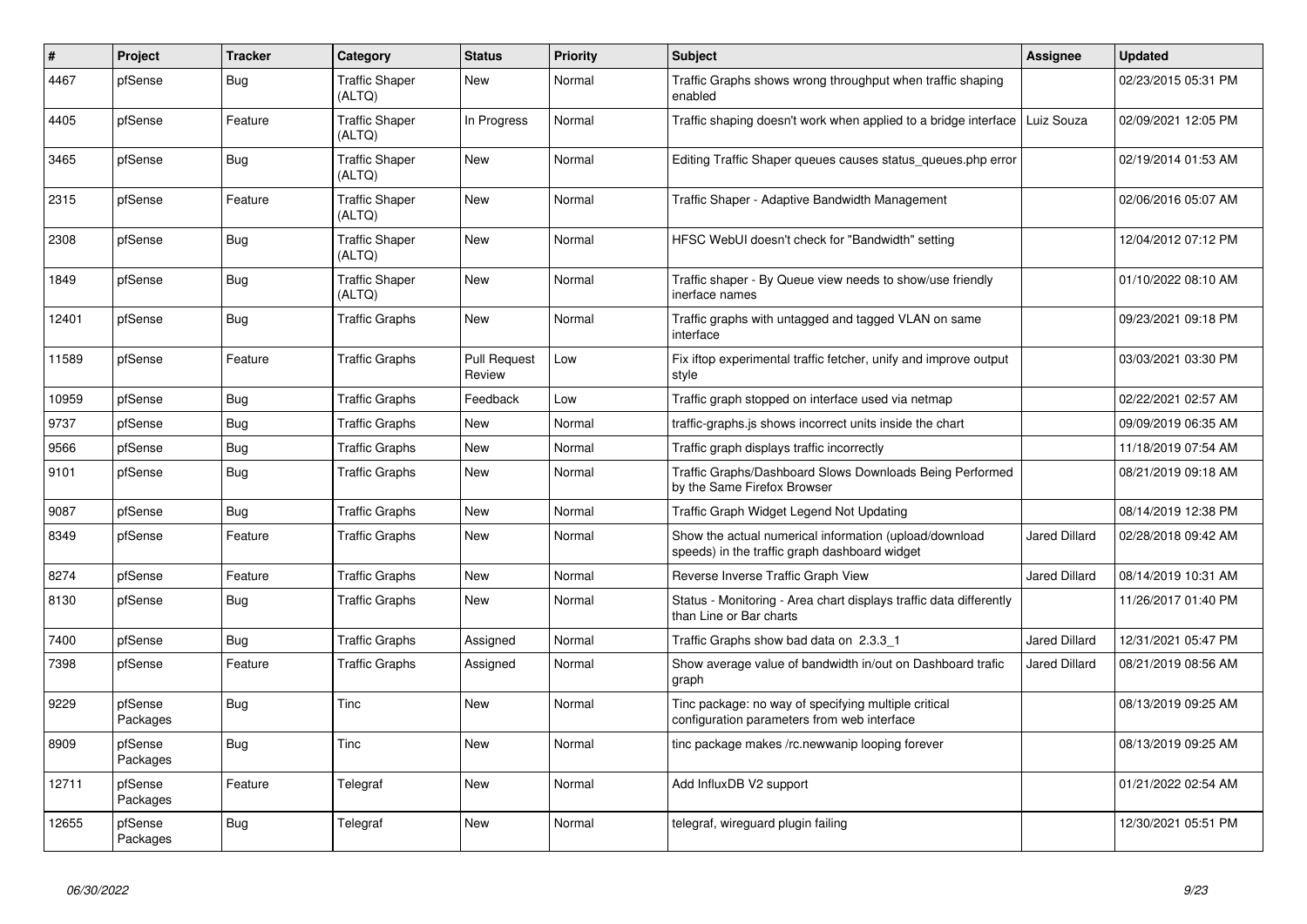| # | Project | Tracker | Category | Status | Priority | Subject | Assignee | Updated |
|---|---|---|---|---|---|---|---|---|
| 4467 | pfSense | Bug | Traffic Shaper (ALTQ) | New | Normal | Traffic Graphs shows wrong throughput when traffic shaping enabled | | 02/23/2015 05:31 PM |
| 4405 | pfSense | Feature | Traffic Shaper (ALTQ) | In Progress | Normal | Traffic shaping doesn't work when applied to a bridge interface | Luiz Souza | 02/09/2021 12:05 PM |
| 3465 | pfSense | Bug | Traffic Shaper (ALTQ) | New | Normal | Editing Traffic Shaper queues causes status_queues.php error | | 02/19/2014 01:53 AM |
| 2315 | pfSense | Feature | Traffic Shaper (ALTQ) | New | Normal | Traffic Shaper - Adaptive Bandwidth Management | | 02/06/2016 05:07 AM |
| 2308 | pfSense | Bug | Traffic Shaper (ALTQ) | New | Normal | HFSC WebUI doesn't check for "Bandwidth" setting | | 12/04/2012 07:12 PM |
| 1849 | pfSense | Bug | Traffic Shaper (ALTQ) | New | Normal | Traffic shaper - By Queue view needs to show/use friendly inerface names | | 01/10/2022 08:10 AM |
| 12401 | pfSense | Bug | Traffic Graphs | New | Normal | Traffic graphs with untagged and tagged VLAN on same interface | | 09/23/2021 09:18 PM |
| 11589 | pfSense | Feature | Traffic Graphs | Pull Request Review | Low | Fix iftop experimental traffic fetcher, unify and improve output style | | 03/03/2021 03:30 PM |
| 10959 | pfSense | Bug | Traffic Graphs | Feedback | Low | Traffic graph stopped on interface used via netmap | | 02/22/2021 02:57 AM |
| 9737 | pfSense | Bug | Traffic Graphs | New | Normal | traffic-graphs.js shows incorrect units inside the chart | | 09/09/2019 06:35 AM |
| 9566 | pfSense | Bug | Traffic Graphs | New | Normal | Traffic graph displays traffic incorrectly | | 11/18/2019 07:54 AM |
| 9101 | pfSense | Bug | Traffic Graphs | New | Normal | Traffic Graphs/Dashboard Slows Downloads Being Performed by the Same Firefox Browser | | 08/21/2019 09:18 AM |
| 9087 | pfSense | Bug | Traffic Graphs | New | Normal | Traffic Graph Widget Legend Not Updating | | 08/14/2019 12:38 PM |
| 8349 | pfSense | Feature | Traffic Graphs | New | Normal | Show the actual numerical information (upload/download speeds) in the traffic graph dashboard widget | Jared Dillard | 02/28/2018 09:42 AM |
| 8274 | pfSense | Feature | Traffic Graphs | New | Normal | Reverse Inverse Traffic Graph View | Jared Dillard | 08/14/2019 10:31 AM |
| 8130 | pfSense | Bug | Traffic Graphs | New | Normal | Status - Monitoring - Area chart displays traffic data differently than Line or Bar charts | | 11/26/2017 01:40 PM |
| 7400 | pfSense | Bug | Traffic Graphs | Assigned | Normal | Traffic Graphs show bad data on 2.3.3_1 | Jared Dillard | 12/31/2021 05:47 PM |
| 7398 | pfSense | Feature | Traffic Graphs | Assigned | Normal | Show average value of bandwidth in/out on Dashboard trafic graph | Jared Dillard | 08/21/2019 08:56 AM |
| 9229 | pfSense Packages | Bug | Tinc | New | Normal | Tinc package: no way of specifying multiple critical configuration parameters from web interface | | 08/13/2019 09:25 AM |
| 8909 | pfSense Packages | Bug | Tinc | New | Normal | tinc package makes /rc.newwanip looping forever | | 08/13/2019 09:25 AM |
| 12711 | pfSense Packages | Feature | Telegraf | New | Normal | Add InfluxDB V2 support | | 01/21/2022 02:54 AM |
| 12655 | pfSense Packages | Bug | Telegraf | New | Normal | telegraf, wireguard plugin failing | | 12/30/2021 05:51 PM |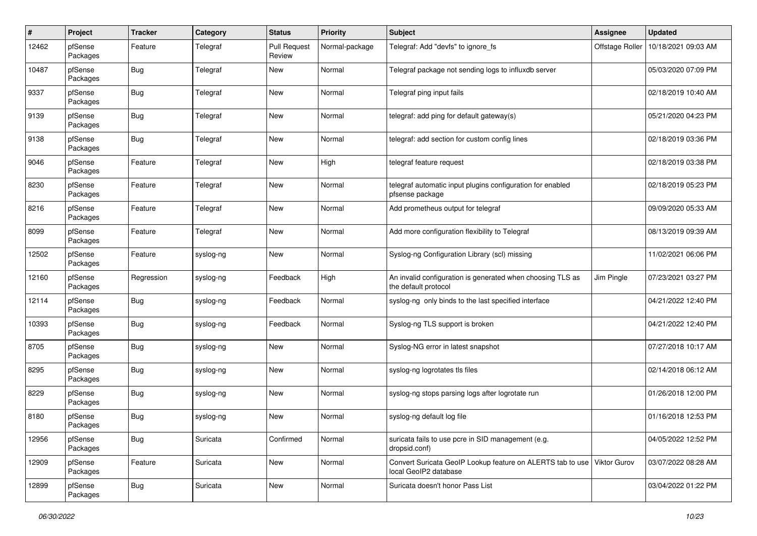| # | Project | Tracker | Category | Status | Priority | Subject | Assignee | Updated |
|---|---|---|---|---|---|---|---|---|
| 12462 | pfSense Packages | Feature | Telegraf | Pull Request Review | Normal-package | Telegraf: Add "devfs" to ignore_fs | Offstage Roller | 10/18/2021 09:03 AM |
| 10487 | pfSense Packages | Bug | Telegraf | New | Normal | Telegraf package not sending logs to influxdb server | | 05/03/2020 07:09 PM |
| 9337 | pfSense Packages | Bug | Telegraf | New | Normal | Telegraf ping input fails | | 02/18/2019 10:40 AM |
| 9139 | pfSense Packages | Bug | Telegraf | New | Normal | telegraf: add ping for default gateway(s) | | 05/21/2020 04:23 PM |
| 9138 | pfSense Packages | Bug | Telegraf | New | Normal | telegraf: add section for custom config lines | | 02/18/2019 03:36 PM |
| 9046 | pfSense Packages | Feature | Telegraf | New | High | telegraf feature request | | 02/18/2019 03:38 PM |
| 8230 | pfSense Packages | Feature | Telegraf | New | Normal | telegraf automatic input plugins configuration for enabled pfsense package | | 02/18/2019 05:23 PM |
| 8216 | pfSense Packages | Feature | Telegraf | New | Normal | Add prometheus output for telegraf | | 09/09/2020 05:33 AM |
| 8099 | pfSense Packages | Feature | Telegraf | New | Normal | Add more configuration flexibility to Telegraf | | 08/13/2019 09:39 AM |
| 12502 | pfSense Packages | Feature | syslog-ng | New | Normal | Syslog-ng Configuration Library (scl) missing | | 11/02/2021 06:06 PM |
| 12160 | pfSense Packages | Regression | syslog-ng | Feedback | High | An invalid configuration is generated when choosing TLS as the default protocol | Jim Pingle | 07/23/2021 03:27 PM |
| 12114 | pfSense Packages | Bug | syslog-ng | Feedback | Normal | syslog-ng only binds to the last specified interface | | 04/21/2022 12:40 PM |
| 10393 | pfSense Packages | Bug | syslog-ng | Feedback | Normal | Syslog-ng TLS support is broken | | 04/21/2022 12:40 PM |
| 8705 | pfSense Packages | Bug | syslog-ng | New | Normal | Syslog-NG error in latest snapshot | | 07/27/2018 10:17 AM |
| 8295 | pfSense Packages | Bug | syslog-ng | New | Normal | syslog-ng logrotates tls files | | 02/14/2018 06:12 AM |
| 8229 | pfSense Packages | Bug | syslog-ng | New | Normal | syslog-ng stops parsing logs after logrotate run | | 01/26/2018 12:00 PM |
| 8180 | pfSense Packages | Bug | syslog-ng | New | Normal | syslog-ng default log file | | 01/16/2018 12:53 PM |
| 12956 | pfSense Packages | Bug | Suricata | Confirmed | Normal | suricata fails to use pcre in SID management (e.g. dropsid.conf) | | 04/05/2022 12:52 PM |
| 12909 | pfSense Packages | Feature | Suricata | New | Normal | Convert Suricata GeoIP Lookup feature on ALERTS tab to use local GeoIP2 database | Viktor Gurov | 03/07/2022 08:28 AM |
| 12899 | pfSense Packages | Bug | Suricata | New | Normal | Suricata doesn't honor Pass List | | 03/04/2022 01:22 PM |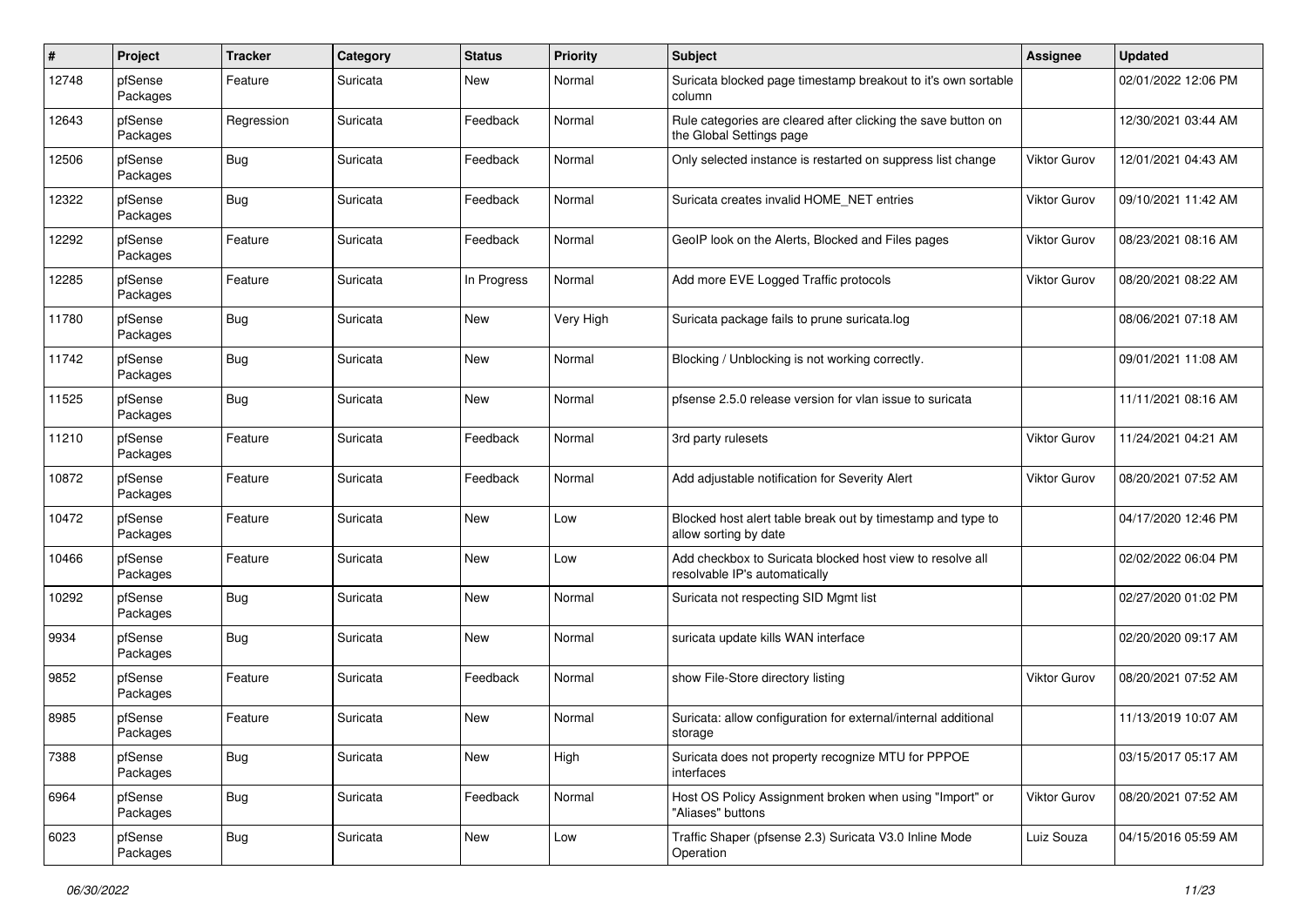| # | Project | Tracker | Category | Status | Priority | Subject | Assignee | Updated |
|---|---|---|---|---|---|---|---|---|
| 12748 | pfSense Packages | Feature | Suricata | New | Normal | Suricata blocked page timestamp breakout to it's own sortable column | | 02/01/2022 12:06 PM |
| 12643 | pfSense Packages | Regression | Suricata | Feedback | Normal | Rule categories are cleared after clicking the save button on the Global Settings page | | 12/30/2021 03:44 AM |
| 12506 | pfSense Packages | Bug | Suricata | Feedback | Normal | Only selected instance is restarted on suppress list change | Viktor Gurov | 12/01/2021 04:43 AM |
| 12322 | pfSense Packages | Bug | Suricata | Feedback | Normal | Suricata creates invalid HOME_NET entries | Viktor Gurov | 09/10/2021 11:42 AM |
| 12292 | pfSense Packages | Feature | Suricata | Feedback | Normal | GeoIP look on the Alerts, Blocked and Files pages | Viktor Gurov | 08/23/2021 08:16 AM |
| 12285 | pfSense Packages | Feature | Suricata | In Progress | Normal | Add more EVE Logged Traffic protocols | Viktor Gurov | 08/20/2021 08:22 AM |
| 11780 | pfSense Packages | Bug | Suricata | New | Very High | Suricata package fails to prune suricata.log | | 08/06/2021 07:18 AM |
| 11742 | pfSense Packages | Bug | Suricata | New | Normal | Blocking / Unblocking is not working correctly. | | 09/01/2021 11:08 AM |
| 11525 | pfSense Packages | Bug | Suricata | New | Normal | pfsense 2.5.0 release version for vlan issue to suricata | | 11/11/2021 08:16 AM |
| 11210 | pfSense Packages | Feature | Suricata | Feedback | Normal | 3rd party rulesets | Viktor Gurov | 11/24/2021 04:21 AM |
| 10872 | pfSense Packages | Feature | Suricata | Feedback | Normal | Add adjustable notification for Severity Alert | Viktor Gurov | 08/20/2021 07:52 AM |
| 10472 | pfSense Packages | Feature | Suricata | New | Low | Blocked host alert table break out by timestamp and type to allow sorting by date | | 04/17/2020 12:46 PM |
| 10466 | pfSense Packages | Feature | Suricata | New | Low | Add checkbox to Suricata blocked host view to resolve all resolvable IP's automatically | | 02/02/2022 06:04 PM |
| 10292 | pfSense Packages | Bug | Suricata | New | Normal | Suricata not respecting SID Mgmt list | | 02/27/2020 01:02 PM |
| 9934 | pfSense Packages | Bug | Suricata | New | Normal | suricata update kills WAN interface | | 02/20/2020 09:17 AM |
| 9852 | pfSense Packages | Feature | Suricata | Feedback | Normal | show File-Store directory listing | Viktor Gurov | 08/20/2021 07:52 AM |
| 8985 | pfSense Packages | Feature | Suricata | New | Normal | Suricata: allow configuration for external/internal additional storage | | 11/13/2019 10:07 AM |
| 7388 | pfSense Packages | Bug | Suricata | New | High | Suricata does not property recognize MTU for PPPOE interfaces | | 03/15/2017 05:17 AM |
| 6964 | pfSense Packages | Bug | Suricata | Feedback | Normal | Host OS Policy Assignment broken when using "Import" or "Aliases" buttons | Viktor Gurov | 08/20/2021 07:52 AM |
| 6023 | pfSense Packages | Bug | Suricata | New | Low | Traffic Shaper (pfsense 2.3) Suricata V3.0 Inline Mode Operation | Luiz Souza | 04/15/2016 05:59 AM |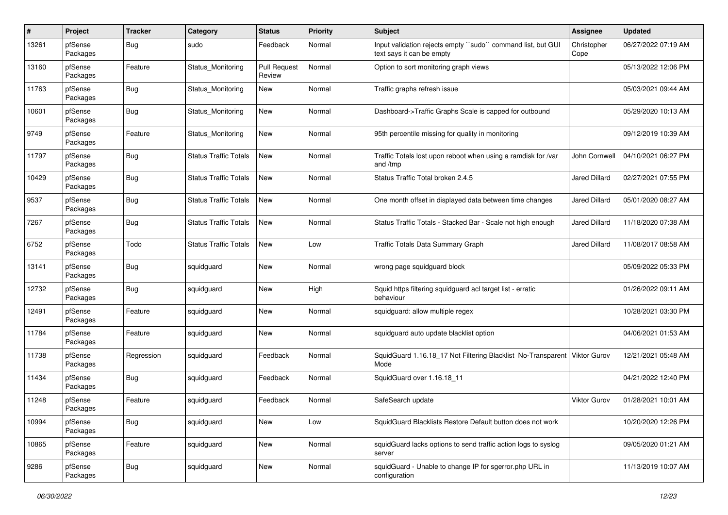| # | Project | Tracker | Category | Status | Priority | Subject | Assignee | Updated |
|---|---|---|---|---|---|---|---|---|
| 13261 | pfSense Packages | Bug | sudo | Feedback | Normal | Input validation rejects empty ``sudo`` command list, but GUI text says it can be empty | Christopher Cope | 06/27/2022 07:19 AM |
| 13160 | pfSense Packages | Feature | Status_Monitoring | Pull Request Review | Normal | Option to sort monitoring graph views | | 05/13/2022 12:06 PM |
| 11763 | pfSense Packages | Bug | Status_Monitoring | New | Normal | Traffic graphs refresh issue | | 05/03/2021 09:44 AM |
| 10601 | pfSense Packages | Bug | Status_Monitoring | New | Normal | Dashboard->Traffic Graphs Scale is capped for outbound | | 05/29/2020 10:13 AM |
| 9749 | pfSense Packages | Feature | Status_Monitoring | New | Normal | 95th percentile missing for quality in monitoring | | 09/12/2019 10:39 AM |
| 11797 | pfSense Packages | Bug | Status Traffic Totals | New | Normal | Traffic Totals lost upon reboot when using a ramdisk for /var and /tmp | John Cornwell | 04/10/2021 06:27 PM |
| 10429 | pfSense Packages | Bug | Status Traffic Totals | New | Normal | Status Traffic Total broken 2.4.5 | Jared Dillard | 02/27/2021 07:55 PM |
| 9537 | pfSense Packages | Bug | Status Traffic Totals | New | Normal | One month offset in displayed data between time changes | Jared Dillard | 05/01/2020 08:27 AM |
| 7267 | pfSense Packages | Bug | Status Traffic Totals | New | Normal | Status Traffic Totals - Stacked Bar - Scale not high enough | Jared Dillard | 11/18/2020 07:38 AM |
| 6752 | pfSense Packages | Todo | Status Traffic Totals | New | Low | Traffic Totals Data Summary Graph | Jared Dillard | 11/08/2017 08:58 AM |
| 13141 | pfSense Packages | Bug | squidguard | New | Normal | wrong page squidguard block | | 05/09/2022 05:33 PM |
| 12732 | pfSense Packages | Bug | squidguard | New | High | Squid https filtering squidguard acl target list - erratic behaviour | | 01/26/2022 09:11 AM |
| 12491 | pfSense Packages | Feature | squidguard | New | Normal | squidguard: allow multiple regex | | 10/28/2021 03:30 PM |
| 11784 | pfSense Packages | Feature | squidguard | New | Normal | squidguard auto update blacklist option | | 04/06/2021 01:53 AM |
| 11738 | pfSense Packages | Regression | squidguard | Feedback | Normal | SquidGuard 1.16.18_17 Not Filtering Blacklist No-Transparent Mode | Viktor Gurov | 12/21/2021 05:48 AM |
| 11434 | pfSense Packages | Bug | squidguard | Feedback | Normal | SquidGuard over 1.16.18_11 | | 04/21/2022 12:40 PM |
| 11248 | pfSense Packages | Feature | squidguard | Feedback | Normal | SafeSearch update | Viktor Gurov | 01/28/2021 10:01 AM |
| 10994 | pfSense Packages | Bug | squidguard | New | Low | SquidGuard Blacklists Restore Default button does not work | | 10/20/2020 12:26 PM |
| 10865 | pfSense Packages | Feature | squidguard | New | Normal | squidGuard lacks options to send traffic action logs to syslog server | | 09/05/2020 01:21 AM |
| 9286 | pfSense Packages | Bug | squidguard | New | Normal | squidGuard - Unable to change IP for sgerror.php URL in configuration | | 11/13/2019 10:07 AM |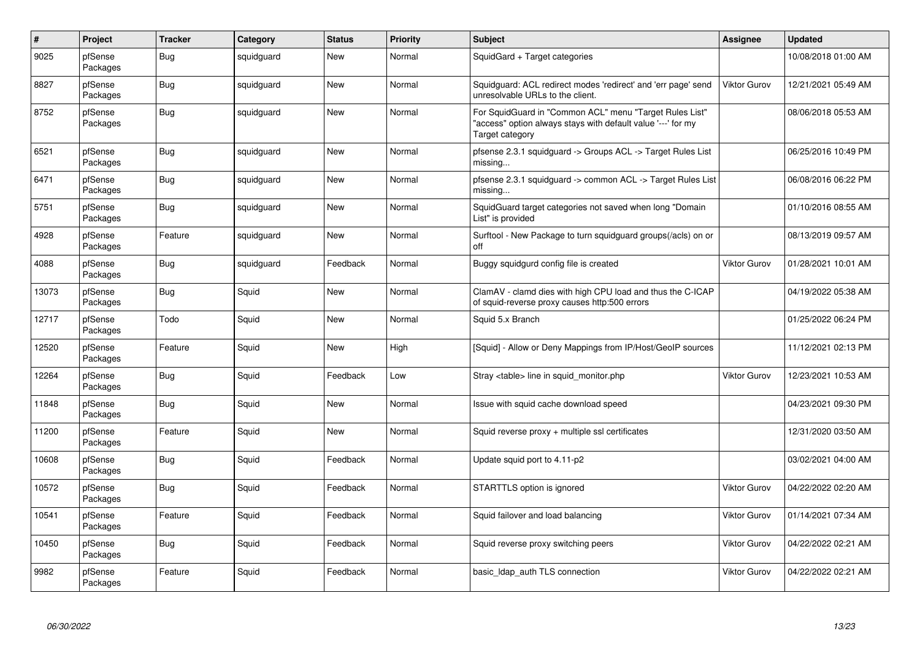| # | Project | Tracker | Category | Status | Priority | Subject | Assignee | Updated |
|---|---|---|---|---|---|---|---|---|
| 9025 | pfSense Packages | Bug | squidguard | New | Normal | SquidGard + Target categories | | 10/08/2018 01:00 AM |
| 8827 | pfSense Packages | Bug | squidguard | New | Normal | Squidguard: ACL redirect modes 'redirect' and 'err page' send unresolvable URLs to the client. | Viktor Gurov | 12/21/2021 05:49 AM |
| 8752 | pfSense Packages | Bug | squidguard | New | Normal | For SquidGuard in "Common ACL" menu "Target Rules List" "access" option always stays with default value '---' for my Target category | | 08/06/2018 05:53 AM |
| 6521 | pfSense Packages | Bug | squidguard | New | Normal | pfsense 2.3.1 squidguard -> Groups ACL -> Target Rules List missing... | | 06/25/2016 10:49 PM |
| 6471 | pfSense Packages | Bug | squidguard | New | Normal | pfsense 2.3.1 squidguard -> common ACL -> Target Rules List missing... | | 06/08/2016 06:22 PM |
| 5751 | pfSense Packages | Bug | squidguard | New | Normal | SquidGuard target categories not saved when long "Domain List" is provided | | 01/10/2016 08:55 AM |
| 4928 | pfSense Packages | Feature | squidguard | New | Normal | Surftool - New Package to turn squidguard groups(/acls) on or off | | 08/13/2019 09:57 AM |
| 4088 | pfSense Packages | Bug | squidguard | Feedback | Normal | Buggy squidgurd config file is created | Viktor Gurov | 01/28/2021 10:01 AM |
| 13073 | pfSense Packages | Bug | Squid | New | Normal | ClamAV - clamd dies with high CPU load and thus the C-ICAP of squid-reverse proxy causes http:500 errors | | 04/19/2022 05:38 AM |
| 12717 | pfSense Packages | Todo | Squid | New | Normal | Squid 5.x Branch | | 01/25/2022 06:24 PM |
| 12520 | pfSense Packages | Feature | Squid | New | High | [Squid] - Allow or Deny Mappings from IP/Host/GeoIP sources | | 11/12/2021 02:13 PM |
| 12264 | pfSense Packages | Bug | Squid | Feedback | Low | Stray <table> line in squid_monitor.php | Viktor Gurov | 12/23/2021 10:53 AM |
| 11848 | pfSense Packages | Bug | Squid | New | Normal | Issue with squid cache download speed | | 04/23/2021 09:30 PM |
| 11200 | pfSense Packages | Feature | Squid | New | Normal | Squid reverse proxy + multiple ssl certificates | | 12/31/2020 03:50 AM |
| 10608 | pfSense Packages | Bug | Squid | Feedback | Normal | Update squid port to 4.11-p2 | | 03/02/2021 04:00 AM |
| 10572 | pfSense Packages | Bug | Squid | Feedback | Normal | STARTTLS option is ignored | Viktor Gurov | 04/22/2022 02:20 AM |
| 10541 | pfSense Packages | Feature | Squid | Feedback | Normal | Squid failover and load balancing | Viktor Gurov | 01/14/2021 07:34 AM |
| 10450 | pfSense Packages | Bug | Squid | Feedback | Normal | Squid reverse proxy switching peers | Viktor Gurov | 04/22/2022 02:21 AM |
| 9982 | pfSense Packages | Feature | Squid | Feedback | Normal | basic_ldap_auth TLS connection | Viktor Gurov | 04/22/2022 02:21 AM |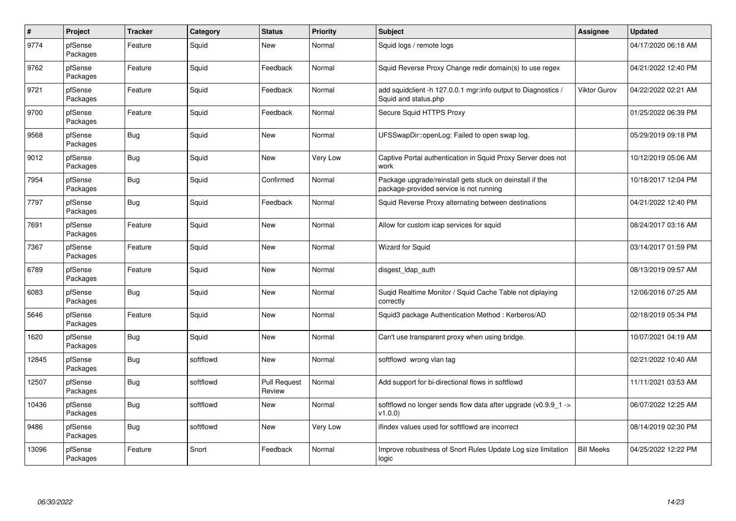| # | Project | Tracker | Category | Status | Priority | Subject | Assignee | Updated |
|---|---|---|---|---|---|---|---|---|
| 9774 | pfSense Packages | Feature | Squid | New | Normal | Squid logs / remote logs | | 04/17/2020 06:18 AM |
| 9762 | pfSense Packages | Feature | Squid | Feedback | Normal | Squid Reverse Proxy Change redir domain(s) to use regex | | 04/21/2022 12:40 PM |
| 9721 | pfSense Packages | Feature | Squid | Feedback | Normal | add squidclient -h 127.0.0.1 mgr:info output to Diagnostics / Squid and status.php | Viktor Gurov | 04/22/2022 02:21 AM |
| 9700 | pfSense Packages | Feature | Squid | Feedback | Normal | Secure Squid HTTPS Proxy | | 01/25/2022 06:39 PM |
| 9568 | pfSense Packages | Bug | Squid | New | Normal | UFSSwapDir::openLog: Failed to open swap log. | | 05/29/2019 09:18 PM |
| 9012 | pfSense Packages | Bug | Squid | New | Very Low | Captive Portal authentication in Squid Proxy Server does not work | | 10/12/2019 05:06 AM |
| 7954 | pfSense Packages | Bug | Squid | Confirmed | Normal | Package upgrade/reinstall gets stuck on deinstall if the package-provided service is not running | | 10/18/2017 12:04 PM |
| 7797 | pfSense Packages | Bug | Squid | Feedback | Normal | Squid Reverse Proxy alternating between destinations | | 04/21/2022 12:40 PM |
| 7691 | pfSense Packages | Feature | Squid | New | Normal | Allow for custom icap services for squid | | 08/24/2017 03:16 AM |
| 7367 | pfSense Packages | Feature | Squid | New | Normal | Wizard for Squid | | 03/14/2017 01:59 PM |
| 6789 | pfSense Packages | Feature | Squid | New | Normal | disgest_ldap_auth | | 08/13/2019 09:57 AM |
| 6083 | pfSense Packages | Bug | Squid | New | Normal | Suqid Realtime Monitor / Squid Cache Table not diplaying correctly | | 12/06/2016 07:25 AM |
| 5646 | pfSense Packages | Feature | Squid | New | Normal | Squid3 package Authentication Method : Kerberos/AD | | 02/18/2019 05:34 PM |
| 1620 | pfSense Packages | Bug | Squid | New | Normal | Can't use transparent proxy when using bridge. | | 10/07/2021 04:19 AM |
| 12845 | pfSense Packages | Bug | softflowd | New | Normal | softflowd wrong vlan tag | | 02/21/2022 10:40 AM |
| 12507 | pfSense Packages | Bug | softflowd | Pull Request Review | Normal | Add support for bi-directional flows in softflowd | | 11/11/2021 03:53 AM |
| 10436 | pfSense Packages | Bug | softflowd | New | Normal | softflowd no longer sends flow data after upgrade (v0.9.9_1 -> v1.0.0) | | 06/07/2022 12:25 AM |
| 9486 | pfSense Packages | Bug | softflowd | New | Very Low | ifindex values used for softflowd are incorrect | | 08/14/2019 02:30 PM |
| 13096 | pfSense Packages | Feature | Snort | Feedback | Normal | Improve robustness of Snort Rules Update Log size limitation logic | Bill Meeks | 04/25/2022 12:22 PM |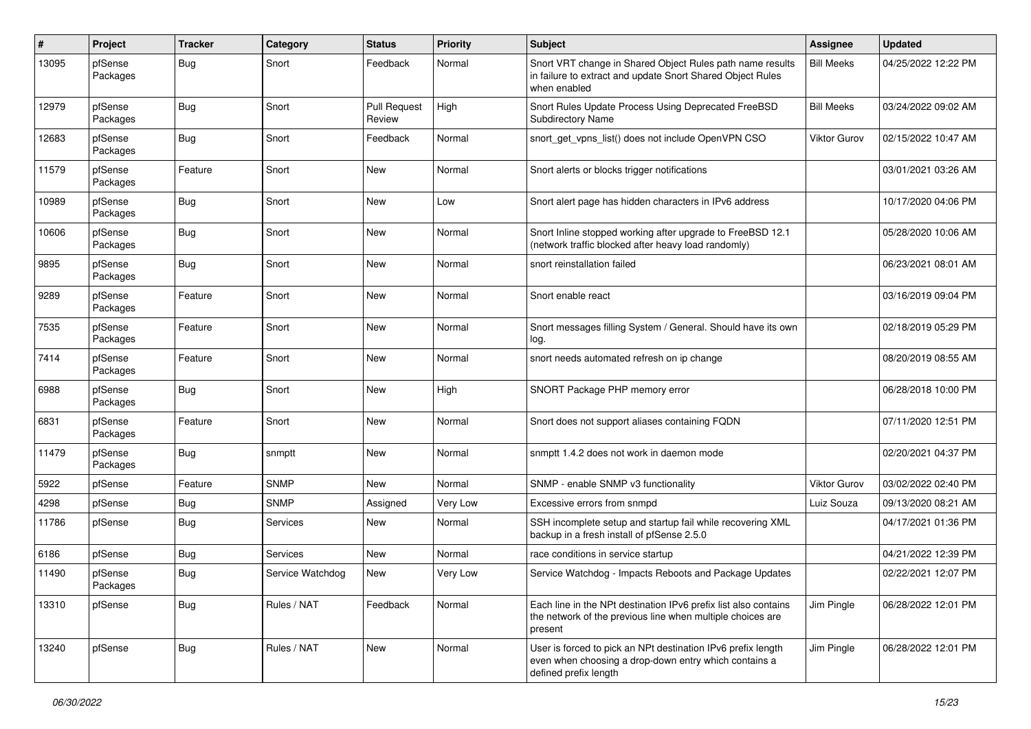| # | Project | Tracker | Category | Status | Priority | Subject | Assignee | Updated |
|---|---|---|---|---|---|---|---|---|
| 13095 | pfSense Packages | Bug | Snort | Feedback | Normal | Snort VRT change in Shared Object Rules path name results in failure to extract and update Snort Shared Object Rules when enabled | Bill Meeks | 04/25/2022 12:22 PM |
| 12979 | pfSense Packages | Bug | Snort | Pull Request Review | High | Snort Rules Update Process Using Deprecated FreeBSD Subdirectory Name | Bill Meeks | 03/24/2022 09:02 AM |
| 12683 | pfSense Packages | Bug | Snort | Feedback | Normal | snort_get_vpns_list() does not include OpenVPN CSO | Viktor Gurov | 02/15/2022 10:47 AM |
| 11579 | pfSense Packages | Feature | Snort | New | Normal | Snort alerts or blocks trigger notifications | | 03/01/2021 03:26 AM |
| 10989 | pfSense Packages | Bug | Snort | New | Low | Snort alert page has hidden characters in IPv6 address | | 10/17/2020 04:06 PM |
| 10606 | pfSense Packages | Bug | Snort | New | Normal | Snort Inline stopped working after upgrade to FreeBSD 12.1 (network traffic blocked after heavy load randomly) | | 05/28/2020 10:06 AM |
| 9895 | pfSense Packages | Bug | Snort | New | Normal | snort reinstallation failed | | 06/23/2021 08:01 AM |
| 9289 | pfSense Packages | Feature | Snort | New | Normal | Snort enable react | | 03/16/2019 09:04 PM |
| 7535 | pfSense Packages | Feature | Snort | New | Normal | Snort messages filling System / General. Should have its own log. | | 02/18/2019 05:29 PM |
| 7414 | pfSense Packages | Feature | Snort | New | Normal | snort needs automated refresh on ip change | | 08/20/2019 08:55 AM |
| 6988 | pfSense Packages | Bug | Snort | New | High | SNORT Package PHP memory error | | 06/28/2018 10:00 PM |
| 6831 | pfSense Packages | Feature | Snort | New | Normal | Snort does not support aliases containing FQDN | | 07/11/2020 12:51 PM |
| 11479 | pfSense Packages | Bug | snmptt | New | Normal | snmptt 1.4.2 does not work in daemon mode | | 02/20/2021 04:37 PM |
| 5922 | pfSense | Feature | SNMP | New | Normal | SNMP - enable SNMP v3 functionality | Viktor Gurov | 03/02/2022 02:40 PM |
| 4298 | pfSense | Bug | SNMP | Assigned | Very Low | Excessive errors from snmpd | Luiz Souza | 09/13/2020 08:21 AM |
| 11786 | pfSense | Bug | Services | New | Normal | SSH incomplete setup and startup fail while recovering XML backup in a fresh install of pfSense 2.5.0 | | 04/17/2021 01:36 PM |
| 6186 | pfSense | Bug | Services | New | Normal | race conditions in service startup | | 04/21/2022 12:39 PM |
| 11490 | pfSense Packages | Bug | Service Watchdog | New | Very Low | Service Watchdog - Impacts Reboots and Package Updates | | 02/22/2021 12:07 PM |
| 13310 | pfSense | Bug | Rules / NAT | Feedback | Normal | Each line in the NPt destination IPv6 prefix list also contains the network of the previous line when multiple choices are present | Jim Pingle | 06/28/2022 12:01 PM |
| 13240 | pfSense | Bug | Rules / NAT | New | Normal | User is forced to pick an NPt destination IPv6 prefix length even when choosing a drop-down entry which contains a defined prefix length | Jim Pingle | 06/28/2022 12:01 PM |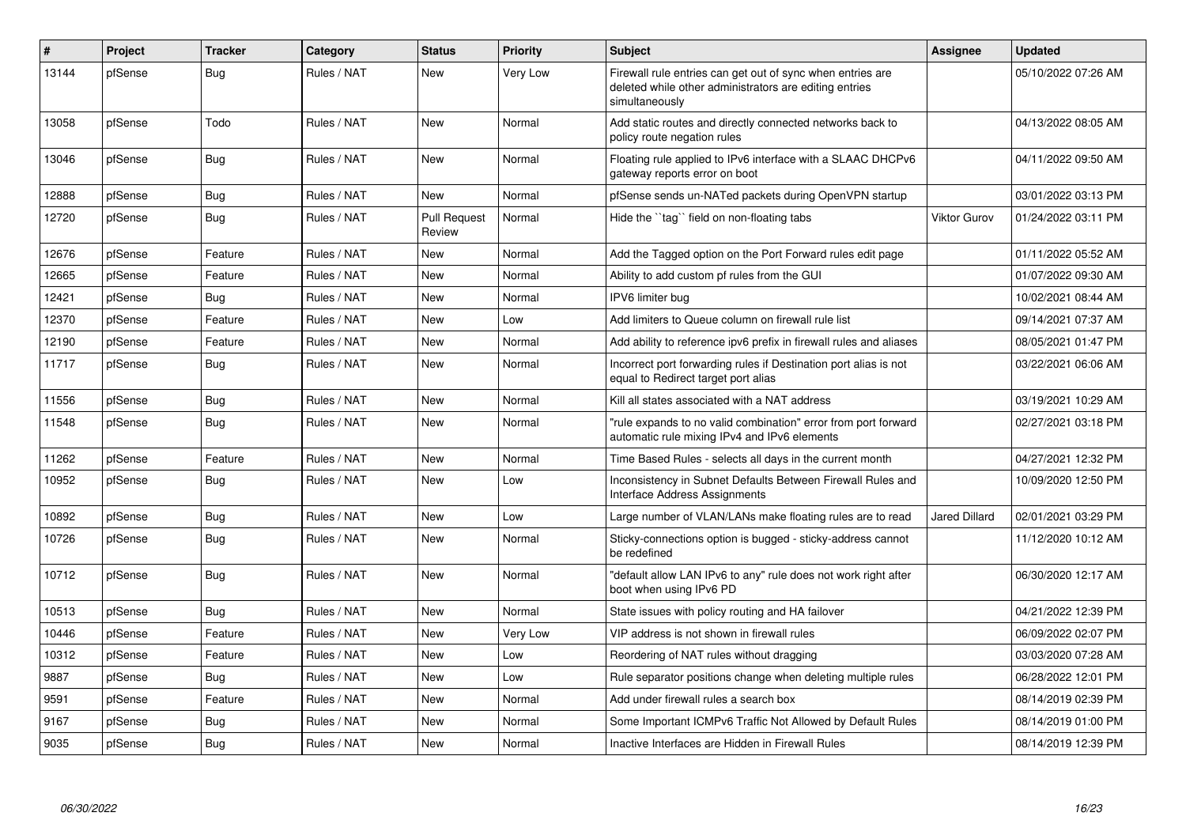| # | Project | Tracker | Category | Status | Priority | Subject | Assignee | Updated |
|---|---|---|---|---|---|---|---|---|
| 13144 | pfSense | Bug | Rules / NAT | New | Very Low | Firewall rule entries can get out of sync when entries are deleted while other administrators are editing entries simultaneously | | 05/10/2022 07:26 AM |
| 13058 | pfSense | Todo | Rules / NAT | New | Normal | Add static routes and directly connected networks back to policy route negation rules | | 04/13/2022 08:05 AM |
| 13046 | pfSense | Bug | Rules / NAT | New | Normal | Floating rule applied to IPv6 interface with a SLAAC DHCPv6 gateway reports error on boot | | 04/11/2022 09:50 AM |
| 12888 | pfSense | Bug | Rules / NAT | New | Normal | pfSense sends un-NATed packets during OpenVPN startup | | 03/01/2022 03:13 PM |
| 12720 | pfSense | Bug | Rules / NAT | Pull Request Review | Normal | Hide the ``tag`` field on non-floating tabs | Viktor Gurov | 01/24/2022 03:11 PM |
| 12676 | pfSense | Feature | Rules / NAT | New | Normal | Add the Tagged option on the Port Forward rules edit page | | 01/11/2022 05:52 AM |
| 12665 | pfSense | Feature | Rules / NAT | New | Normal | Ability to add custom pf rules from the GUI | | 01/07/2022 09:30 AM |
| 12421 | pfSense | Bug | Rules / NAT | New | Normal | IPV6 limiter bug | | 10/02/2021 08:44 AM |
| 12370 | pfSense | Feature | Rules / NAT | New | Low | Add limiters to Queue column on firewall rule list | | 09/14/2021 07:37 AM |
| 12190 | pfSense | Feature | Rules / NAT | New | Normal | Add ability to reference ipv6 prefix in firewall rules and aliases | | 08/05/2021 01:47 PM |
| 11717 | pfSense | Bug | Rules / NAT | New | Normal | Incorrect port forwarding rules if Destination port alias is not equal to Redirect target port alias | | 03/22/2021 06:06 AM |
| 11556 | pfSense | Bug | Rules / NAT | New | Normal | Kill all states associated with a NAT address | | 03/19/2021 10:29 AM |
| 11548 | pfSense | Bug | Rules / NAT | New | Normal | "rule expands to no valid combination" error from port forward automatic rule mixing IPv4 and IPv6 elements | | 02/27/2021 03:18 PM |
| 11262 | pfSense | Feature | Rules / NAT | New | Normal | Time Based Rules - selects all days in the current month | | 04/27/2021 12:32 PM |
| 10952 | pfSense | Bug | Rules / NAT | New | Low | Inconsistency in Subnet Defaults Between Firewall Rules and Interface Address Assignments | | 10/09/2020 12:50 PM |
| 10892 | pfSense | Bug | Rules / NAT | New | Low | Large number of VLAN/LANs make floating rules are to read | Jared Dillard | 02/01/2021 03:29 PM |
| 10726 | pfSense | Bug | Rules / NAT | New | Normal | Sticky-connections option is bugged - sticky-address cannot be redefined | | 11/12/2020 10:12 AM |
| 10712 | pfSense | Bug | Rules / NAT | New | Normal | "default allow LAN IPv6 to any" rule does not work right after boot when using IPv6 PD | | 06/30/2020 12:17 AM |
| 10513 | pfSense | Bug | Rules / NAT | New | Normal | State issues with policy routing and HA failover | | 04/21/2022 12:39 PM |
| 10446 | pfSense | Feature | Rules / NAT | New | Very Low | VIP address is not shown in firewall rules | | 06/09/2022 02:07 PM |
| 10312 | pfSense | Feature | Rules / NAT | New | Low | Reordering of NAT rules without dragging | | 03/03/2020 07:28 AM |
| 9887 | pfSense | Bug | Rules / NAT | New | Low | Rule separator positions change when deleting multiple rules | | 06/28/2022 12:01 PM |
| 9591 | pfSense | Feature | Rules / NAT | New | Normal | Add under firewall rules a search box | | 08/14/2019 02:39 PM |
| 9167 | pfSense | Bug | Rules / NAT | New | Normal | Some Important ICMPv6 Traffic Not Allowed by Default Rules | | 08/14/2019 01:00 PM |
| 9035 | pfSense | Bug | Rules / NAT | New | Normal | Inactive Interfaces are Hidden in Firewall Rules | | 08/14/2019 12:39 PM |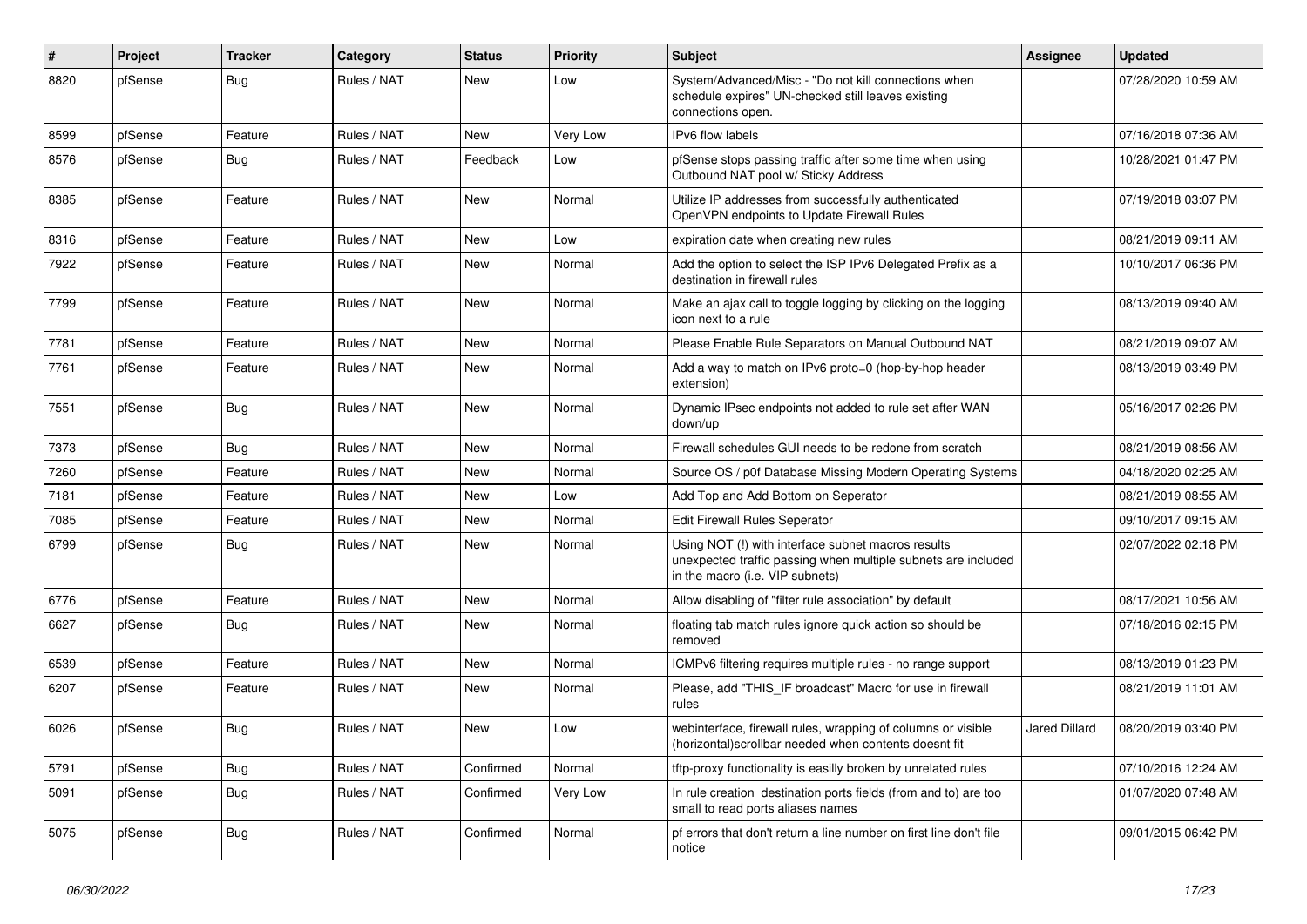| # | Project | Tracker | Category | Status | Priority | Subject | Assignee | Updated |
|---|---|---|---|---|---|---|---|---|
| 8820 | pfSense | Bug | Rules / NAT | New | Low | System/Advanced/Misc - "Do not kill connections when schedule expires" UN-checked still leaves existing connections open. | | 07/28/2020 10:59 AM |
| 8599 | pfSense | Feature | Rules / NAT | New | Very Low | IPv6 flow labels | | 07/16/2018 07:36 AM |
| 8576 | pfSense | Bug | Rules / NAT | Feedback | Low | pfSense stops passing traffic after some time when using Outbound NAT pool w/ Sticky Address | | 10/28/2021 01:47 PM |
| 8385 | pfSense | Feature | Rules / NAT | New | Normal | Utilize IP addresses from successfully authenticated OpenVPN endpoints to Update Firewall Rules | | 07/19/2018 03:07 PM |
| 8316 | pfSense | Feature | Rules / NAT | New | Low | expiration date when creating new rules | | 08/21/2019 09:11 AM |
| 7922 | pfSense | Feature | Rules / NAT | New | Normal | Add the option to select the ISP IPv6 Delegated Prefix as a destination in firewall rules | | 10/10/2017 06:36 PM |
| 7799 | pfSense | Feature | Rules / NAT | New | Normal | Make an ajax call to toggle logging by clicking on the logging icon next to a rule | | 08/13/2019 09:40 AM |
| 7781 | pfSense | Feature | Rules / NAT | New | Normal | Please Enable Rule Separators on Manual Outbound NAT | | 08/21/2019 09:07 AM |
| 7761 | pfSense | Feature | Rules / NAT | New | Normal | Add a way to match on IPv6 proto=0 (hop-by-hop header extension) | | 08/13/2019 03:49 PM |
| 7551 | pfSense | Bug | Rules / NAT | New | Normal | Dynamic IPsec endpoints not added to rule set after WAN down/up | | 05/16/2017 02:26 PM |
| 7373 | pfSense | Bug | Rules / NAT | New | Normal | Firewall schedules GUI needs to be redone from scratch | | 08/21/2019 08:56 AM |
| 7260 | pfSense | Feature | Rules / NAT | New | Normal | Source OS / p0f Database Missing Modern Operating Systems | | 04/18/2020 02:25 AM |
| 7181 | pfSense | Feature | Rules / NAT | New | Low | Add Top and Add Bottom on Seperator | | 08/21/2019 08:55 AM |
| 7085 | pfSense | Feature | Rules / NAT | New | Normal | Edit Firewall Rules Seperator | | 09/10/2017 09:15 AM |
| 6799 | pfSense | Bug | Rules / NAT | New | Normal | Using NOT (!) with interface subnet macros results unexpected traffic passing when multiple subnets are included in the macro (i.e. VIP subnets) | | 02/07/2022 02:18 PM |
| 6776 | pfSense | Feature | Rules / NAT | New | Normal | Allow disabling of "filter rule association" by default | | 08/17/2021 10:56 AM |
| 6627 | pfSense | Bug | Rules / NAT | New | Normal | floating tab match rules ignore quick action so should be removed | | 07/18/2016 02:15 PM |
| 6539 | pfSense | Feature | Rules / NAT | New | Normal | ICMPv6 filtering requires multiple rules - no range support | | 08/13/2019 01:23 PM |
| 6207 | pfSense | Feature | Rules / NAT | New | Normal | Please, add "THIS_IF broadcast" Macro for use in firewall rules | | 08/21/2019 11:01 AM |
| 6026 | pfSense | Bug | Rules / NAT | New | Low | webinterface, firewall rules, wrapping of columns or visible (horizontal)scrollbar needed when contents doesnt fit | Jared Dillard | 08/20/2019 03:40 PM |
| 5791 | pfSense | Bug | Rules / NAT | Confirmed | Normal | tftp-proxy functionality is easilly broken by unrelated rules | | 07/10/2016 12:24 AM |
| 5091 | pfSense | Bug | Rules / NAT | Confirmed | Very Low | In rule creation destination ports fields (from and to) are too small to read ports aliases names | | 01/07/2020 07:48 AM |
| 5075 | pfSense | Bug | Rules / NAT | Confirmed | Normal | pf errors that don't return a line number on first line don't file notice | | 09/01/2015 06:42 PM |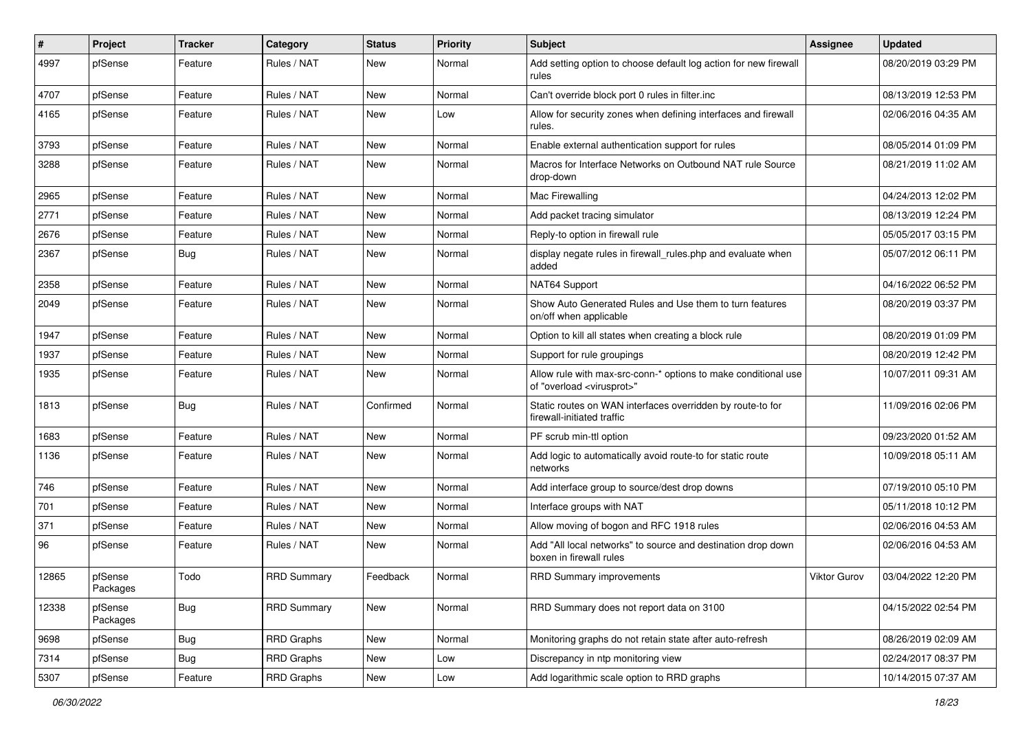| # | Project | Tracker | Category | Status | Priority | Subject | Assignee | Updated |
|---|---|---|---|---|---|---|---|---|
| 4997 | pfSense | Feature | Rules / NAT | New | Normal | Add setting option to choose default log action for new firewall rules | | 08/20/2019 03:29 PM |
| 4707 | pfSense | Feature | Rules / NAT | New | Normal | Can't override block port 0 rules in filter.inc | | 08/13/2019 12:53 PM |
| 4165 | pfSense | Feature | Rules / NAT | New | Low | Allow for security zones when defining interfaces and firewall rules. | | 02/06/2016 04:35 AM |
| 3793 | pfSense | Feature | Rules / NAT | New | Normal | Enable external authentication support for rules | | 08/05/2014 01:09 PM |
| 3288 | pfSense | Feature | Rules / NAT | New | Normal | Macros for Interface Networks on Outbound NAT rule Source drop-down | | 08/21/2019 11:02 AM |
| 2965 | pfSense | Feature | Rules / NAT | New | Normal | Mac Firewalling | | 04/24/2013 12:02 PM |
| 2771 | pfSense | Feature | Rules / NAT | New | Normal | Add packet tracing simulator | | 08/13/2019 12:24 PM |
| 2676 | pfSense | Feature | Rules / NAT | New | Normal | Reply-to option in firewall rule | | 05/05/2017 03:15 PM |
| 2367 | pfSense | Bug | Rules / NAT | New | Normal | display negate rules in firewall_rules.php and evaluate when added | | 05/07/2012 06:11 PM |
| 2358 | pfSense | Feature | Rules / NAT | New | Normal | NAT64 Support | | 04/16/2022 06:52 PM |
| 2049 | pfSense | Feature | Rules / NAT | New | Normal | Show Auto Generated Rules and Use them to turn features on/off when applicable | | 08/20/2019 03:37 PM |
| 1947 | pfSense | Feature | Rules / NAT | New | Normal | Option to kill all states when creating a block rule | | 08/20/2019 01:09 PM |
| 1937 | pfSense | Feature | Rules / NAT | New | Normal | Support for rule groupings | | 08/20/2019 12:42 PM |
| 1935 | pfSense | Feature | Rules / NAT | New | Normal | Allow rule with max-src-conn-* options to make conditional use of "overload <virusprot>" | | 10/07/2011 09:31 AM |
| 1813 | pfSense | Bug | Rules / NAT | Confirmed | Normal | Static routes on WAN interfaces overridden by route-to for firewall-initiated traffic | | 11/09/2016 02:06 PM |
| 1683 | pfSense | Feature | Rules / NAT | New | Normal | PF scrub min-ttl option | | 09/23/2020 01:52 AM |
| 1136 | pfSense | Feature | Rules / NAT | New | Normal | Add logic to automatically avoid route-to for static route networks | | 10/09/2018 05:11 AM |
| 746 | pfSense | Feature | Rules / NAT | New | Normal | Add interface group to source/dest drop downs | | 07/19/2010 05:10 PM |
| 701 | pfSense | Feature | Rules / NAT | New | Normal | Interface groups with NAT | | 05/11/2018 10:12 PM |
| 371 | pfSense | Feature | Rules / NAT | New | Normal | Allow moving of bogon and RFC 1918 rules | | 02/06/2016 04:53 AM |
| 96 | pfSense | Feature | Rules / NAT | New | Normal | Add "All local networks" to source and destination drop down boxen in firewall rules | | 02/06/2016 04:53 AM |
| 12865 | pfSense Packages | Todo | RRD Summary | Feedback | Normal | RRD Summary improvements | Viktor Gurov | 03/04/2022 12:20 PM |
| 12338 | pfSense Packages | Bug | RRD Summary | New | Normal | RRD Summary does not report data on 3100 | | 04/15/2022 02:54 PM |
| 9698 | pfSense | Bug | RRD Graphs | New | Normal | Monitoring graphs do not retain state after auto-refresh | | 08/26/2019 02:09 AM |
| 7314 | pfSense | Bug | RRD Graphs | New | Low | Discrepancy in ntp monitoring view | | 02/24/2017 08:37 PM |
| 5307 | pfSense | Feature | RRD Graphs | New | Low | Add logarithmic scale option to RRD graphs | | 10/14/2015 07:37 AM |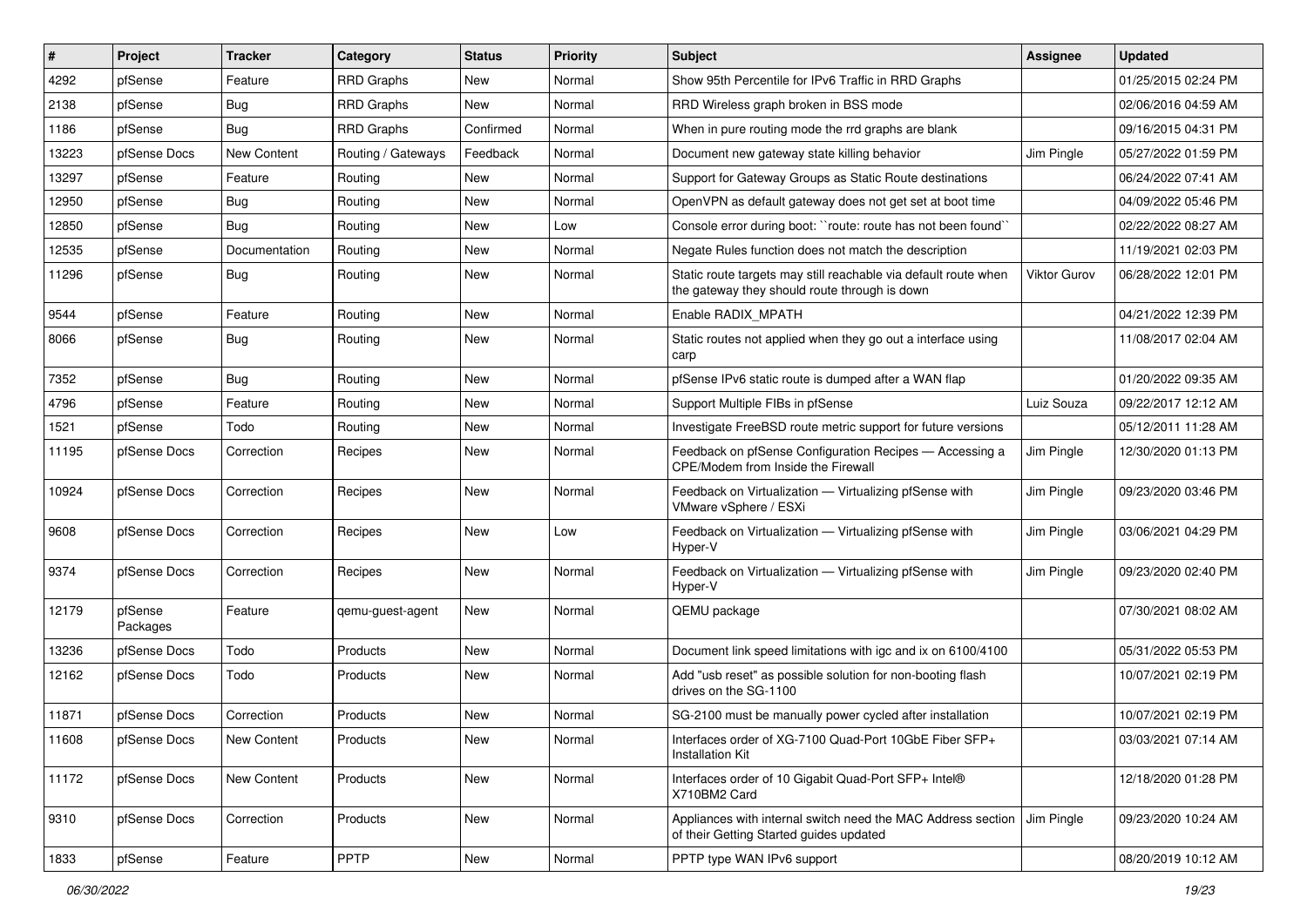| # | Project | Tracker | Category | Status | Priority | Subject | Assignee | Updated |
|---|---|---|---|---|---|---|---|---|
| 4292 | pfSense | Feature | RRD Graphs | New | Normal | Show 95th Percentile for IPv6 Traffic in RRD Graphs | | 01/25/2015 02:24 PM |
| 2138 | pfSense | Bug | RRD Graphs | New | Normal | RRD Wireless graph broken in BSS mode | | 02/06/2016 04:59 AM |
| 1186 | pfSense | Bug | RRD Graphs | Confirmed | Normal | When in pure routing mode the rrd graphs are blank | | 09/16/2015 04:31 PM |
| 13223 | pfSense Docs | New Content | Routing / Gateways | Feedback | Normal | Document new gateway state killing behavior | Jim Pingle | 05/27/2022 01:59 PM |
| 13297 | pfSense | Feature | Routing | New | Normal | Support for Gateway Groups as Static Route destinations | | 06/24/2022 07:41 AM |
| 12950 | pfSense | Bug | Routing | New | Normal | OpenVPN as default gateway does not get set at boot time | | 04/09/2022 05:46 PM |
| 12850 | pfSense | Bug | Routing | New | Low | Console error during boot: ``route: route has not been found`` | | 02/22/2022 08:27 AM |
| 12535 | pfSense | Documentation | Routing | New | Normal | Negate Rules function does not match the description | | 11/19/2021 02:03 PM |
| 11296 | pfSense | Bug | Routing | New | Normal | Static route targets may still reachable via default route when the gateway they should route through is down | Viktor Gurov | 06/28/2022 12:01 PM |
| 9544 | pfSense | Feature | Routing | New | Normal | Enable RADIX_MPATH | | 04/21/2022 12:39 PM |
| 8066 | pfSense | Bug | Routing | New | Normal | Static routes not applied when they go out a interface using carp | | 11/08/2017 02:04 AM |
| 7352 | pfSense | Bug | Routing | New | Normal | pfSense IPv6 static route is dumped after a WAN flap | | 01/20/2022 09:35 AM |
| 4796 | pfSense | Feature | Routing | New | Normal | Support Multiple FIBs in pfSense | Luiz Souza | 09/22/2017 12:12 AM |
| 1521 | pfSense | Todo | Routing | New | Normal | Investigate FreeBSD route metric support for future versions | | 05/12/2011 11:28 AM |
| 11195 | pfSense Docs | Correction | Recipes | New | Normal | Feedback on pfSense Configuration Recipes — Accessing a CPE/Modem from Inside the Firewall | Jim Pingle | 12/30/2020 01:13 PM |
| 10924 | pfSense Docs | Correction | Recipes | New | Normal | Feedback on Virtualization — Virtualizing pfSense with VMware vSphere / ESXi | Jim Pingle | 09/23/2020 03:46 PM |
| 9608 | pfSense Docs | Correction | Recipes | New | Low | Feedback on Virtualization — Virtualizing pfSense with Hyper-V | Jim Pingle | 03/06/2021 04:29 PM |
| 9374 | pfSense Docs | Correction | Recipes | New | Normal | Feedback on Virtualization — Virtualizing pfSense with Hyper-V | Jim Pingle | 09/23/2020 02:40 PM |
| 12179 | pfSense Packages | Feature | qemu-guest-agent | New | Normal | QEMU package | | 07/30/2021 08:02 AM |
| 13236 | pfSense Docs | Todo | Products | New | Normal | Document link speed limitations with igc and ix on 6100/4100 | | 05/31/2022 05:53 PM |
| 12162 | pfSense Docs | Todo | Products | New | Normal | Add "usb reset" as possible solution for non-booting flash drives on the SG-1100 | | 10/07/2021 02:19 PM |
| 11871 | pfSense Docs | Correction | Products | New | Normal | SG-2100 must be manually power cycled after installation | | 10/07/2021 02:19 PM |
| 11608 | pfSense Docs | New Content | Products | New | Normal | Interfaces order of XG-7100 Quad-Port 10GbE Fiber SFP+ Installation Kit | | 03/03/2021 07:14 AM |
| 11172 | pfSense Docs | New Content | Products | New | Normal | Interfaces order of 10 Gigabit Quad-Port SFP+ Intel® X710BM2 Card | | 12/18/2020 01:28 PM |
| 9310 | pfSense Docs | Correction | Products | New | Normal | Appliances with internal switch need the MAC Address section of their Getting Started guides updated | Jim Pingle | 09/23/2020 10:24 AM |
| 1833 | pfSense | Feature | PPTP | New | Normal | PPTP type WAN IPv6 support | | 08/20/2019 10:12 AM |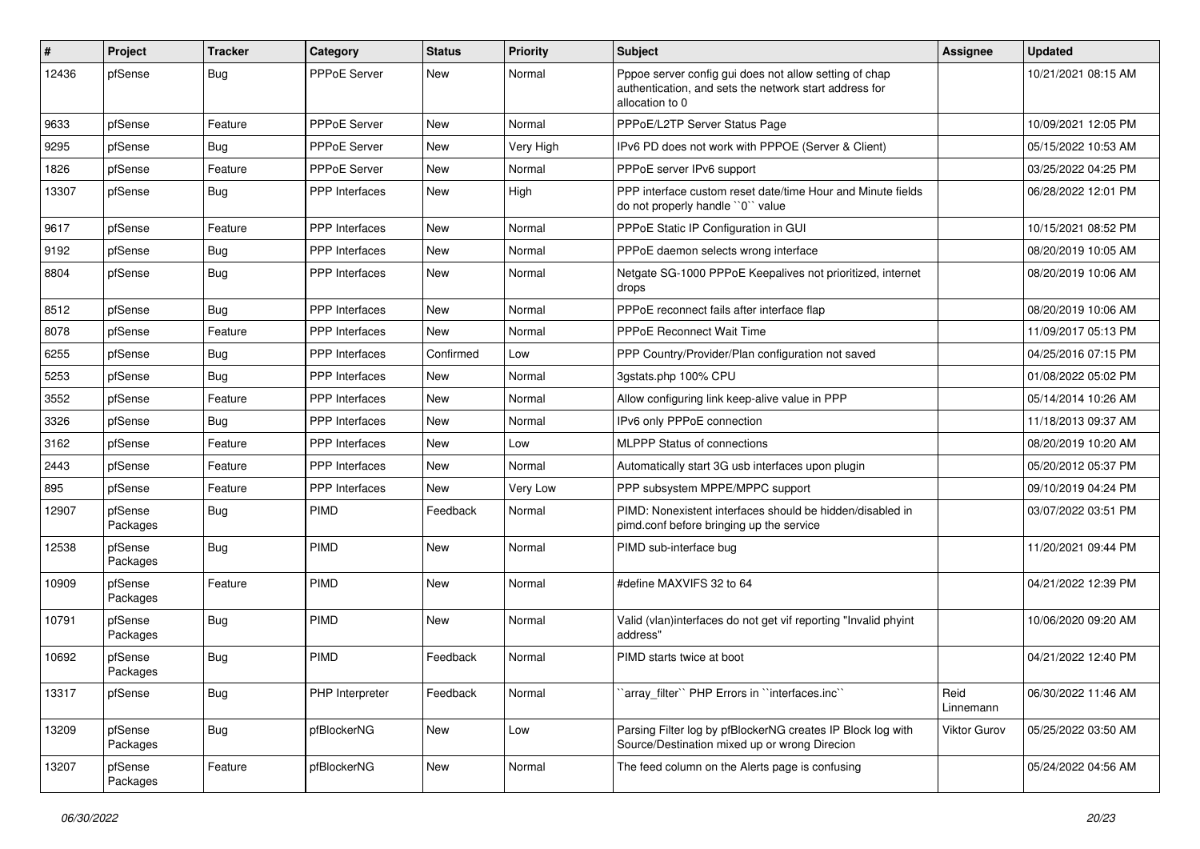| # | Project | Tracker | Category | Status | Priority | Subject | Assignee | Updated |
|---|---|---|---|---|---|---|---|---|
| 12436 | pfSense | Bug | PPPoE Server | New | Normal | Pppoe server config gui does not allow setting of chap authentication, and sets the network start address for allocation to 0 | | 10/21/2021 08:15 AM |
| 9633 | pfSense | Feature | PPPoE Server | New | Normal | PPPoE/L2TP Server Status Page | | 10/09/2021 12:05 PM |
| 9295 | pfSense | Bug | PPPoE Server | New | Very High | IPv6 PD does not work with PPPOE (Server & Client) | | 05/15/2022 10:53 AM |
| 1826 | pfSense | Feature | PPPoE Server | New | Normal | PPPoE server IPv6 support | | 03/25/2022 04:25 PM |
| 13307 | pfSense | Bug | PPP Interfaces | New | High | PPP interface custom reset date/time Hour and Minute fields do not properly handle ``0`` value | | 06/28/2022 12:01 PM |
| 9617 | pfSense | Feature | PPP Interfaces | New | Normal | PPPoE Static IP Configuration in GUI | | 10/15/2021 08:52 PM |
| 9192 | pfSense | Bug | PPP Interfaces | New | Normal | PPPoE daemon selects wrong interface | | 08/20/2019 10:05 AM |
| 8804 | pfSense | Bug | PPP Interfaces | New | Normal | Netgate SG-1000 PPPoE Keepalives not prioritized, internet drops | | 08/20/2019 10:06 AM |
| 8512 | pfSense | Bug | PPP Interfaces | New | Normal | PPPoE reconnect fails after interface flap | | 08/20/2019 10:06 AM |
| 8078 | pfSense | Feature | PPP Interfaces | New | Normal | PPPoE Reconnect Wait Time | | 11/09/2017 05:13 PM |
| 6255 | pfSense | Bug | PPP Interfaces | Confirmed | Low | PPP Country/Provider/Plan configuration not saved | | 04/25/2016 07:15 PM |
| 5253 | pfSense | Bug | PPP Interfaces | New | Normal | 3gstats.php 100% CPU | | 01/08/2022 05:02 PM |
| 3552 | pfSense | Feature | PPP Interfaces | New | Normal | Allow configuring link keep-alive value in PPP | | 05/14/2014 10:26 AM |
| 3326 | pfSense | Bug | PPP Interfaces | New | Normal | IPv6 only PPPoE connection | | 11/18/2013 09:37 AM |
| 3162 | pfSense | Feature | PPP Interfaces | New | Low | MLPPP Status of connections | | 08/20/2019 10:20 AM |
| 2443 | pfSense | Feature | PPP Interfaces | New | Normal | Automatically start 3G usb interfaces upon plugin | | 05/20/2012 05:37 PM |
| 895 | pfSense | Feature | PPP Interfaces | New | Very Low | PPP subsystem MPPE/MPPC support | | 09/10/2019 04:24 PM |
| 12907 | pfSense Packages | Bug | PIMD | Feedback | Normal | PIMD: Nonexistent interfaces should be hidden/disabled in pimd.conf before bringing up the service | | 03/07/2022 03:51 PM |
| 12538 | pfSense Packages | Bug | PIMD | New | Normal | PIMD sub-interface bug | | 11/20/2021 09:44 PM |
| 10909 | pfSense Packages | Feature | PIMD | New | Normal | #define MAXVIFS 32 to 64 | | 04/21/2022 12:39 PM |
| 10791 | pfSense Packages | Bug | PIMD | New | Normal | Valid (vlan)interfaces do not get vif reporting "Invalid phyint address" | | 10/06/2020 09:20 AM |
| 10692 | pfSense Packages | Bug | PIMD | Feedback | Normal | PIMD starts twice at boot | | 04/21/2022 12:40 PM |
| 13317 | pfSense | Bug | PHP Interpreter | Feedback | Normal | ``array_filter`` PHP Errors in ``interfaces.inc`` | Reid Linnemann | 06/30/2022 11:46 AM |
| 13209 | pfSense Packages | Bug | pfBlockerNG | New | Low | Parsing Filter log by pfBlockerNG creates IP Block log with Source/Destination mixed up or wrong Direcion | Viktor Gurov | 05/25/2022 03:50 AM |
| 13207 | pfSense Packages | Feature | pfBlockerNG | New | Normal | The feed column on the Alerts page is confusing | | 05/24/2022 04:56 AM |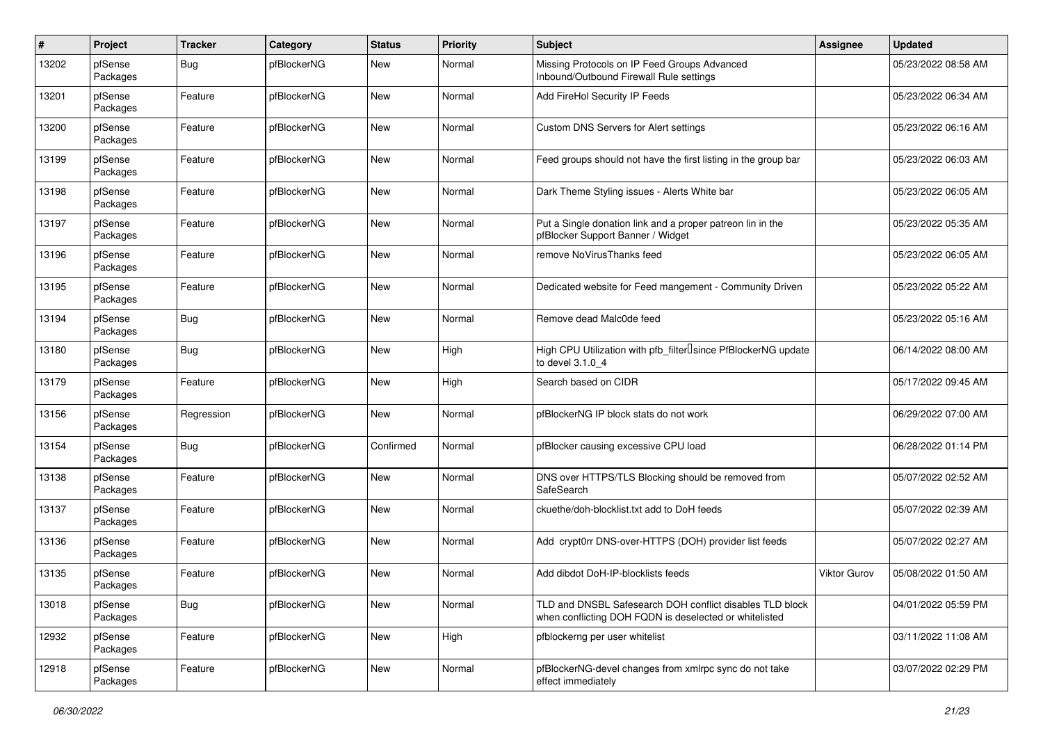| # | Project | Tracker | Category | Status | Priority | Subject | Assignee | Updated |
|---|---|---|---|---|---|---|---|---|
| 13202 | pfSense Packages | Bug | pfBlockerNG | New | Normal | Missing Protocols on IP Feed Groups Advanced Inbound/Outbound Firewall Rule settings | | 05/23/2022 08:58 AM |
| 13201 | pfSense Packages | Feature | pfBlockerNG | New | Normal | Add FireHol Security IP Feeds | | 05/23/2022 06:34 AM |
| 13200 | pfSense Packages | Feature | pfBlockerNG | New | Normal | Custom DNS Servers for Alert settings | | 05/23/2022 06:16 AM |
| 13199 | pfSense Packages | Feature | pfBlockerNG | New | Normal | Feed groups should not have the first listing in the group bar | | 05/23/2022 06:03 AM |
| 13198 | pfSense Packages | Feature | pfBlockerNG | New | Normal | Dark Theme Styling issues - Alerts White bar | | 05/23/2022 06:05 AM |
| 13197 | pfSense Packages | Feature | pfBlockerNG | New | Normal | Put a Single donation link and a proper patreon lin in the pfBlocker Support Banner / Widget | | 05/23/2022 05:35 AM |
| 13196 | pfSense Packages | Feature | pfBlockerNG | New | Normal | remove NoVirusThanks feed | | 05/23/2022 06:05 AM |
| 13195 | pfSense Packages | Feature | pfBlockerNG | New | Normal | Dedicated website for Feed mangement - Community Driven | | 05/23/2022 05:22 AM |
| 13194 | pfSense Packages | Bug | pfBlockerNG | New | Normal | Remove dead Malc0de feed | | 05/23/2022 05:16 AM |
| 13180 | pfSense Packages | Bug | pfBlockerNG | New | High | High CPU Utilization with pfb_filter since PfBlockerNG update to devel 3.1.0_4 | | 06/14/2022 08:00 AM |
| 13179 | pfSense Packages | Feature | pfBlockerNG | New | High | Search based on CIDR | | 05/17/2022 09:45 AM |
| 13156 | pfSense Packages | Regression | pfBlockerNG | New | Normal | pfBlockerNG IP block stats do not work | | 06/29/2022 07:00 AM |
| 13154 | pfSense Packages | Bug | pfBlockerNG | Confirmed | Normal | pfBlocker causing excessive CPU load | | 06/28/2022 01:14 PM |
| 13138 | pfSense Packages | Feature | pfBlockerNG | New | Normal | DNS over HTTPS/TLS Blocking should be removed from SafeSearch | | 05/07/2022 02:52 AM |
| 13137 | pfSense Packages | Feature | pfBlockerNG | New | Normal | ckuethe/doh-blocklist.txt add to DoH feeds | | 05/07/2022 02:39 AM |
| 13136 | pfSense Packages | Feature | pfBlockerNG | New | Normal | Add crypt0rr DNS-over-HTTPS (DOH) provider list feeds | | 05/07/2022 02:27 AM |
| 13135 | pfSense Packages | Feature | pfBlockerNG | New | Normal | Add dibdot DoH-IP-blocklists feeds | Viktor Gurov | 05/08/2022 01:50 AM |
| 13018 | pfSense Packages | Bug | pfBlockerNG | New | Normal | TLD and DNSBL Safesearch DOH conflict disables TLD block when conflicting DOH FQDN is deselected or whitelisted | | 04/01/2022 05:59 PM |
| 12932 | pfSense Packages | Feature | pfBlockerNG | New | High | pfblockerng per user whitelist | | 03/11/2022 11:08 AM |
| 12918 | pfSense Packages | Feature | pfBlockerNG | New | Normal | pfBlockerNG-devel changes from xmlrpc sync do not take effect immediately | | 03/07/2022 02:29 PM |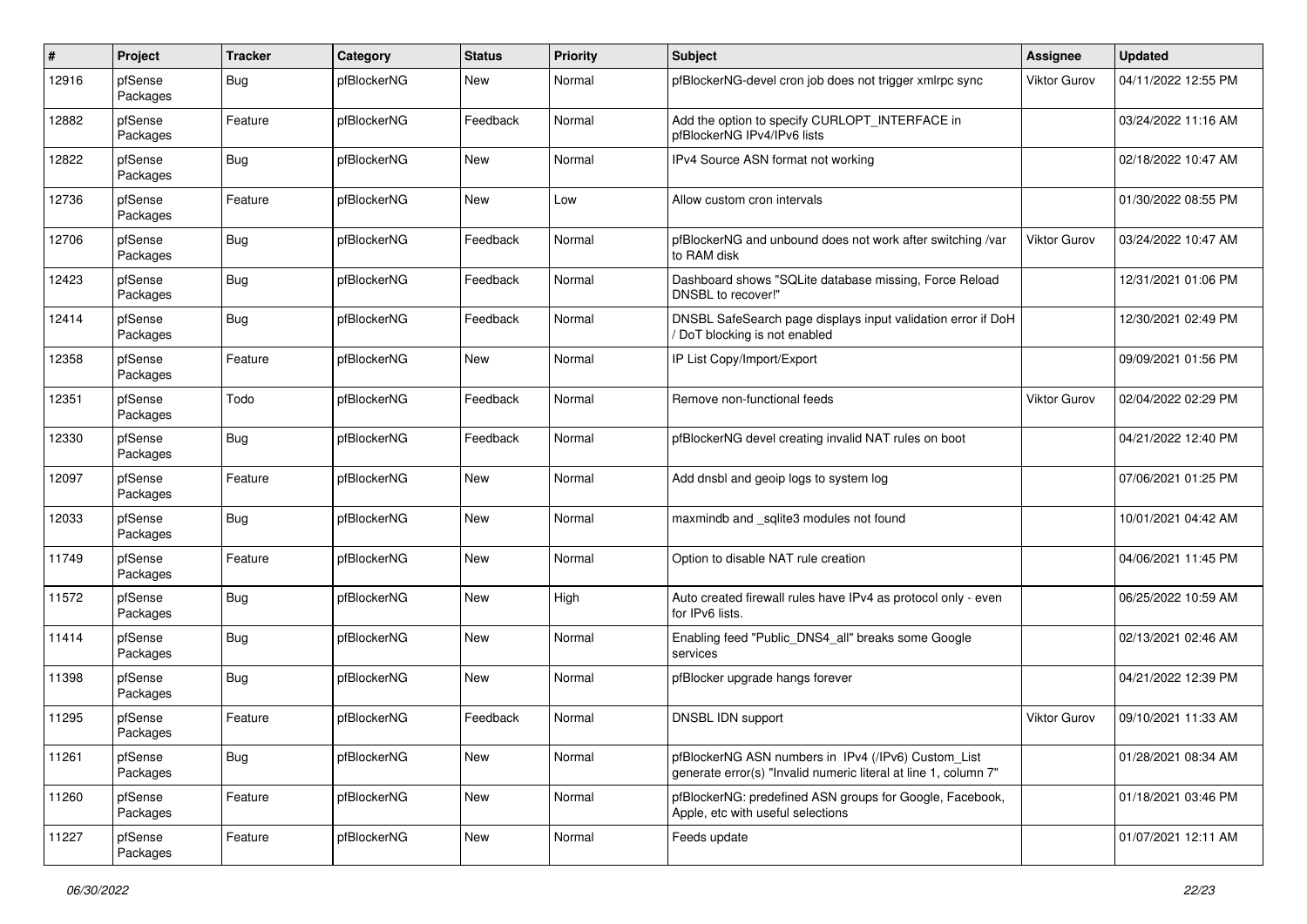| # | Project | Tracker | Category | Status | Priority | Subject | Assignee | Updated |
|---|---|---|---|---|---|---|---|---|
| 12916 | pfSense Packages | Bug | pfBlockerNG | New | Normal | pfBlockerNG-devel cron job does not trigger xmlrpc sync | Viktor Gurov | 04/11/2022 12:55 PM |
| 12882 | pfSense Packages | Feature | pfBlockerNG | Feedback | Normal | Add the option to specify CURLOPT_INTERFACE in pfBlockerNG IPv4/IPv6 lists | | 03/24/2022 11:16 AM |
| 12822 | pfSense Packages | Bug | pfBlockerNG | New | Normal | IPv4 Source ASN format not working | | 02/18/2022 10:47 AM |
| 12736 | pfSense Packages | Feature | pfBlockerNG | New | Low | Allow custom cron intervals | | 01/30/2022 08:55 PM |
| 12706 | pfSense Packages | Bug | pfBlockerNG | Feedback | Normal | pfBlockerNG and unbound does not work after switching /var to RAM disk | Viktor Gurov | 03/24/2022 10:47 AM |
| 12423 | pfSense Packages | Bug | pfBlockerNG | Feedback | Normal | Dashboard shows "SQLite database missing, Force Reload DNSBL to recover!" | | 12/31/2021 01:06 PM |
| 12414 | pfSense Packages | Bug | pfBlockerNG | Feedback | Normal | DNSBL SafeSearch page displays input validation error if DoH / DoT blocking is not enabled | | 12/30/2021 02:49 PM |
| 12358 | pfSense Packages | Feature | pfBlockerNG | New | Normal | IP List Copy/Import/Export | | 09/09/2021 01:56 PM |
| 12351 | pfSense Packages | Todo | pfBlockerNG | Feedback | Normal | Remove non-functional feeds | Viktor Gurov | 02/04/2022 02:29 PM |
| 12330 | pfSense Packages | Bug | pfBlockerNG | Feedback | Normal | pfBlockerNG devel creating invalid NAT rules on boot | | 04/21/2022 12:40 PM |
| 12097 | pfSense Packages | Feature | pfBlockerNG | New | Normal | Add dnsbl and geoip logs to system log | | 07/06/2021 01:25 PM |
| 12033 | pfSense Packages | Bug | pfBlockerNG | New | Normal | maxmindb and _sqlite3 modules not found | | 10/01/2021 04:42 AM |
| 11749 | pfSense Packages | Feature | pfBlockerNG | New | Normal | Option to disable NAT rule creation | | 04/06/2021 11:45 PM |
| 11572 | pfSense Packages | Bug | pfBlockerNG | New | High | Auto created firewall rules have IPv4 as protocol only - even for IPv6 lists. | | 06/25/2022 10:59 AM |
| 11414 | pfSense Packages | Bug | pfBlockerNG | New | Normal | Enabling feed "Public_DNS4_all" breaks some Google services | | 02/13/2021 02:46 AM |
| 11398 | pfSense Packages | Bug | pfBlockerNG | New | Normal | pfBlocker upgrade hangs forever | | 04/21/2022 12:39 PM |
| 11295 | pfSense Packages | Feature | pfBlockerNG | Feedback | Normal | DNSBL IDN support | Viktor Gurov | 09/10/2021 11:33 AM |
| 11261 | pfSense Packages | Bug | pfBlockerNG | New | Normal | pfBlockerNG ASN numbers in IPv4 (/IPv6) Custom_List generate error(s) "Invalid numeric literal at line 1, column 7" | | 01/28/2021 08:34 AM |
| 11260 | pfSense Packages | Feature | pfBlockerNG | New | Normal | pfBlockerNG: predefined ASN groups for Google, Facebook, Apple, etc with useful selections | | 01/18/2021 03:46 PM |
| 11227 | pfSense Packages | Feature | pfBlockerNG | New | Normal | Feeds update | | 01/07/2021 12:11 AM |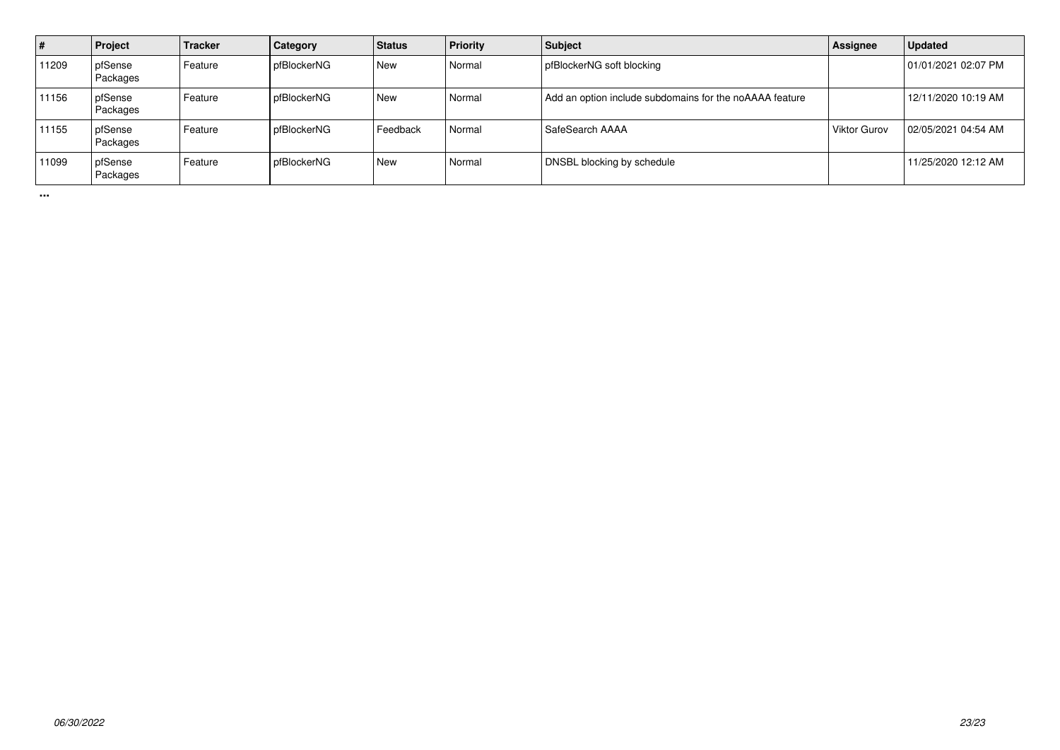| # | Project | Tracker | Category | Status | Priority | Subject | Assignee | Updated |
|---|---|---|---|---|---|---|---|---|
| 11209 | pfSense Packages | Feature | pfBlockerNG | New | Normal | pfBlockerNG soft blocking | | 01/01/2021 02:07 PM |
| 11156 | pfSense Packages | Feature | pfBlockerNG | New | Normal | Add an option include subdomains for the noAAAA feature | | 12/11/2020 10:19 AM |
| 11155 | pfSense Packages | Feature | pfBlockerNG | Feedback | Normal | SafeSearch AAAA | Viktor Gurov | 02/05/2021 04:54 AM |
| 11099 | pfSense Packages | Feature | pfBlockerNG | New | Normal | DNSBL blocking by schedule | | 11/25/2020 12:12 AM |

...